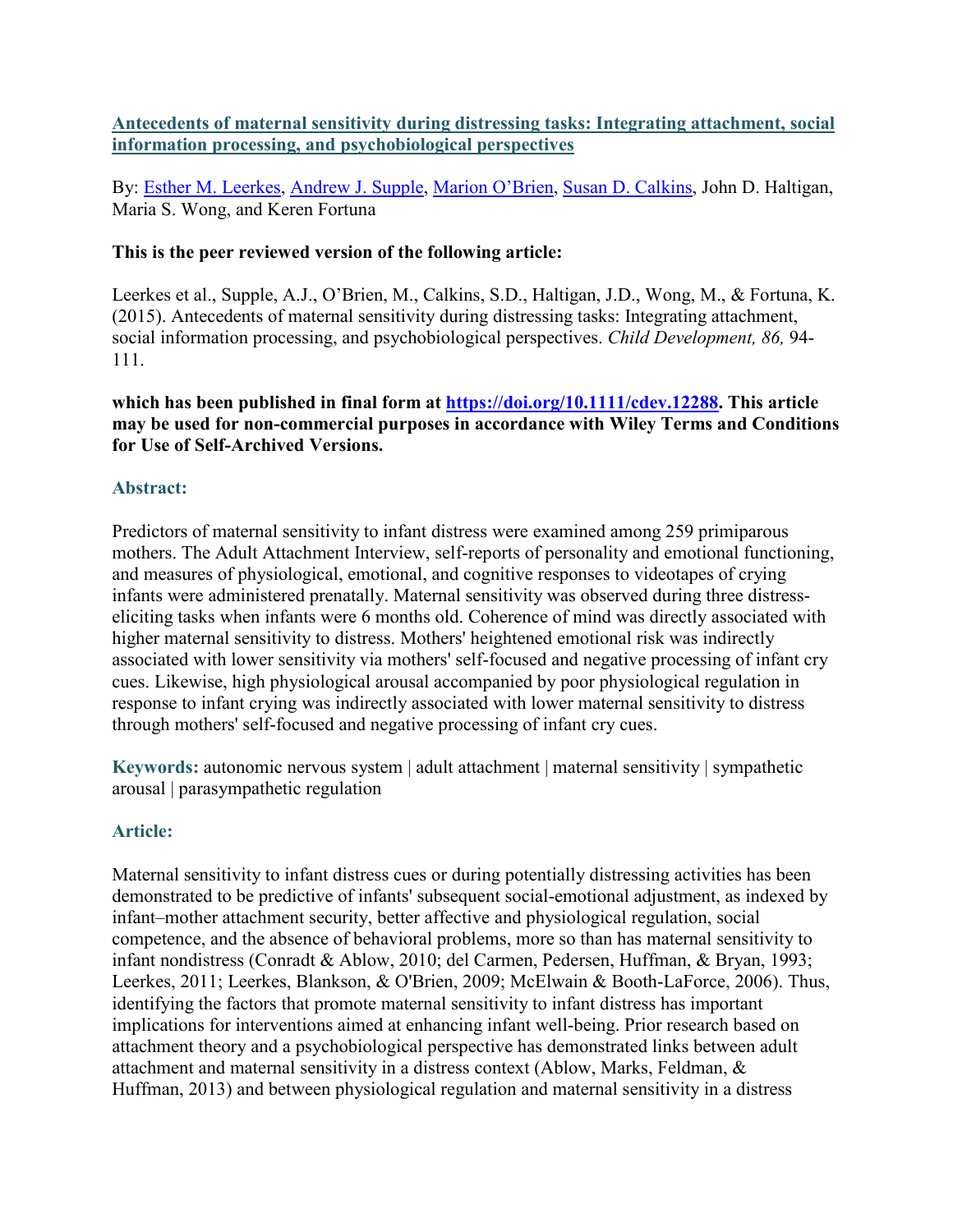**Antecedents of maternal sensitivity during distressing tasks: Integrating attachment, social information processing, and psychobiological perspectives**

By: Esther M. Leerkes, Andrew J. Supple, Marion O'Brien, Susan D. Calkins, John D. Haltigan, Maria S. Wong, and Keren Fortuna

**This is the peer reviewed version of the following article:**

Leerkes et al., Supple, A.J., O'Brien, M., Calkins, S.D., Haltigan, J.D., Wong, M., & Fortuna, K. (2015). Antecedents of maternal sensitivity during distressing tasks: Integrating attachment, social information processing, and psychobiological perspectives. *Child Development, 86,* 94-111.

**which has been published in final form at https://doi.org/10.1111/cdev.12288. This article may be used for non-commercial purposes in accordance with Wiley Terms and Conditions for Use of Self-Archived Versions.**

## Abstract:

Predictors of maternal sensitivity to infant distress were examined among 259 primiparous mothers. The Adult Attachment Interview, self-reports of personality and emotional functioning, and measures of physiological, emotional, and cognitive responses to videotapes of crying infants were administered prenatally. Maternal sensitivity was observed during three distress-eliciting tasks when infants were 6 months old. Coherence of mind was directly associated with higher maternal sensitivity to distress. Mothers' heightened emotional risk was indirectly associated with lower sensitivity via mothers' self-focused and negative processing of infant cry cues. Likewise, high physiological arousal accompanied by poor physiological regulation in response to infant crying was indirectly associated with lower maternal sensitivity to distress through mothers' self-focused and negative processing of infant cry cues.

**Keywords:** autonomic nervous system | adult attachment | maternal sensitivity | sympathetic arousal | parasympathetic regulation

## Article:

Maternal sensitivity to infant distress cues or during potentially distressing activities has been demonstrated to be predictive of infants' subsequent social-emotional adjustment, as indexed by infant–mother attachment security, better affective and physiological regulation, social competence, and the absence of behavioral problems, more so than has maternal sensitivity to infant nondistress (Conradt & Ablow, 2010; del Carmen, Pedersen, Huffman, & Bryan, 1993; Leerkes, 2011; Leerkes, Blankson, & O'Brien, 2009; McElwain & Booth-LaForce, 2006). Thus, identifying the factors that promote maternal sensitivity to infant distress has important implications for interventions aimed at enhancing infant well-being. Prior research based on attachment theory and a psychobiological perspective has demonstrated links between adult attachment and maternal sensitivity in a distress context (Ablow, Marks, Feldman, & Huffman, 2013) and between physiological regulation and maternal sensitivity in a distress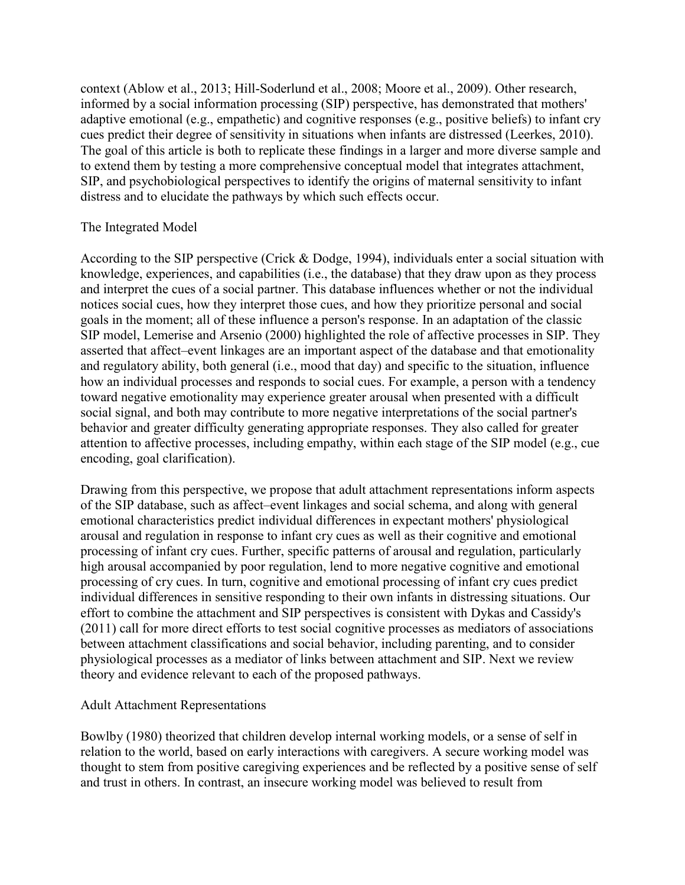context (Ablow et al., 2013; Hill-Soderlund et al., 2008; Moore et al., 2009). Other research, informed by a social information processing (SIP) perspective, has demonstrated that mothers' adaptive emotional (e.g., empathetic) and cognitive responses (e.g., positive beliefs) to infant cry cues predict their degree of sensitivity in situations when infants are distressed (Leerkes, 2010). The goal of this article is both to replicate these findings in a larger and more diverse sample and to extend them by testing a more comprehensive conceptual model that integrates attachment, SIP, and psychobiological perspectives to identify the origins of maternal sensitivity to infant distress and to elucidate the pathways by which such effects occur.

## The Integrated Model

According to the SIP perspective (Crick & Dodge, 1994), individuals enter a social situation with knowledge, experiences, and capabilities (i.e., the database) that they draw upon as they process and interpret the cues of a social partner. This database influences whether or not the individual notices social cues, how they interpret those cues, and how they prioritize personal and social goals in the moment; all of these influence a person's response. In an adaptation of the classic SIP model, Lemerise and Arsenio (2000) highlighted the role of affective processes in SIP. They asserted that affect–event linkages are an important aspect of the database and that emotionality and regulatory ability, both general (i.e., mood that day) and specific to the situation, influence how an individual processes and responds to social cues. For example, a person with a tendency toward negative emotionality may experience greater arousal when presented with a difficult social signal, and both may contribute to more negative interpretations of the social partner's behavior and greater difficulty generating appropriate responses. They also called for greater attention to affective processes, including empathy, within each stage of the SIP model (e.g., cue encoding, goal clarification).

Drawing from this perspective, we propose that adult attachment representations inform aspects of the SIP database, such as affect–event linkages and social schema, and along with general emotional characteristics predict individual differences in expectant mothers' physiological arousal and regulation in response to infant cry cues as well as their cognitive and emotional processing of infant cry cues. Further, specific patterns of arousal and regulation, particularly high arousal accompanied by poor regulation, lend to more negative cognitive and emotional processing of cry cues. In turn, cognitive and emotional processing of infant cry cues predict individual differences in sensitive responding to their own infants in distressing situations. Our effort to combine the attachment and SIP perspectives is consistent with Dykas and Cassidy's (2011) call for more direct efforts to test social cognitive processes as mediators of associations between attachment classifications and social behavior, including parenting, and to consider physiological processes as a mediator of links between attachment and SIP. Next we review theory and evidence relevant to each of the proposed pathways.

## Adult Attachment Representations

Bowlby (1980) theorized that children develop internal working models, or a sense of self in relation to the world, based on early interactions with caregivers. A secure working model was thought to stem from positive caregiving experiences and be reflected by a positive sense of self and trust in others. In contrast, an insecure working model was believed to result from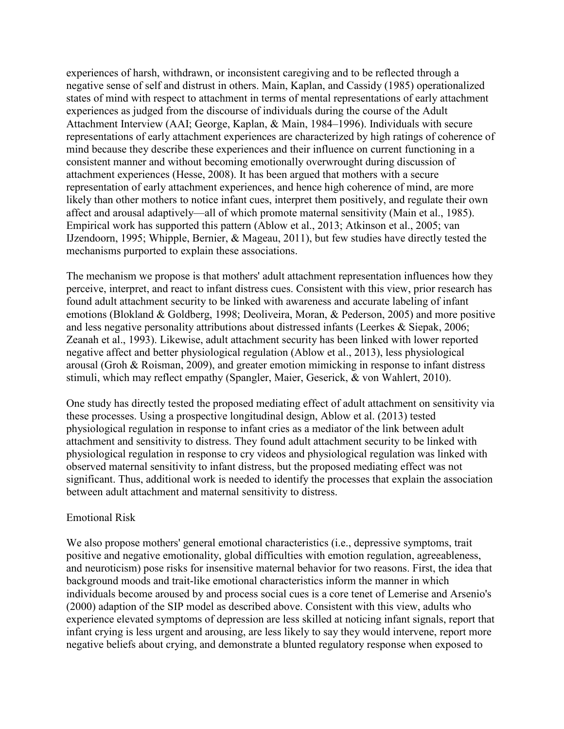experiences of harsh, withdrawn, or inconsistent caregiving and to be reflected through a negative sense of self and distrust in others. Main, Kaplan, and Cassidy (1985) operationalized states of mind with respect to attachment in terms of mental representations of early attachment experiences as judged from the discourse of individuals during the course of the Adult Attachment Interview (AAI; George, Kaplan, & Main, 1984–1996). Individuals with secure representations of early attachment experiences are characterized by high ratings of coherence of mind because they describe these experiences and their influence on current functioning in a consistent manner and without becoming emotionally overwrought during discussion of attachment experiences (Hesse, 2008). It has been argued that mothers with a secure representation of early attachment experiences, and hence high coherence of mind, are more likely than other mothers to notice infant cues, interpret them positively, and regulate their own affect and arousal adaptively—all of which promote maternal sensitivity (Main et al., 1985). Empirical work has supported this pattern (Ablow et al., 2013; Atkinson et al., 2005; van IJzendoorn, 1995; Whipple, Bernier, & Mageau, 2011), but few studies have directly tested the mechanisms purported to explain these associations.

The mechanism we propose is that mothers' adult attachment representation influences how they perceive, interpret, and react to infant distress cues. Consistent with this view, prior research has found adult attachment security to be linked with awareness and accurate labeling of infant emotions (Blokland & Goldberg, 1998; Deoliveira, Moran, & Pederson, 2005) and more positive and less negative personality attributions about distressed infants (Leerkes & Siepak, 2006; Zeanah et al., 1993). Likewise, adult attachment security has been linked with lower reported negative affect and better physiological regulation (Ablow et al., 2013), less physiological arousal (Groh & Roisman, 2009), and greater emotion mimicking in response to infant distress stimuli, which may reflect empathy (Spangler, Maier, Geserick, & von Wahlert, 2010).

One study has directly tested the proposed mediating effect of adult attachment on sensitivity via these processes. Using a prospective longitudinal design, Ablow et al. (2013) tested physiological regulation in response to infant cries as a mediator of the link between adult attachment and sensitivity to distress. They found adult attachment security to be linked with physiological regulation in response to cry videos and physiological regulation was linked with observed maternal sensitivity to infant distress, but the proposed mediating effect was not significant. Thus, additional work is needed to identify the processes that explain the association between adult attachment and maternal sensitivity to distress.

## Emotional Risk

We also propose mothers' general emotional characteristics (i.e., depressive symptoms, trait positive and negative emotionality, global difficulties with emotion regulation, agreeableness, and neuroticism) pose risks for insensitive maternal behavior for two reasons. First, the idea that background moods and trait-like emotional characteristics inform the manner in which individuals become aroused by and process social cues is a core tenet of Lemerise and Arsenio's (2000) adaption of the SIP model as described above. Consistent with this view, adults who experience elevated symptoms of depression are less skilled at noticing infant signals, report that infant crying is less urgent and arousing, are less likely to say they would intervene, report more negative beliefs about crying, and demonstrate a blunted regulatory response when exposed to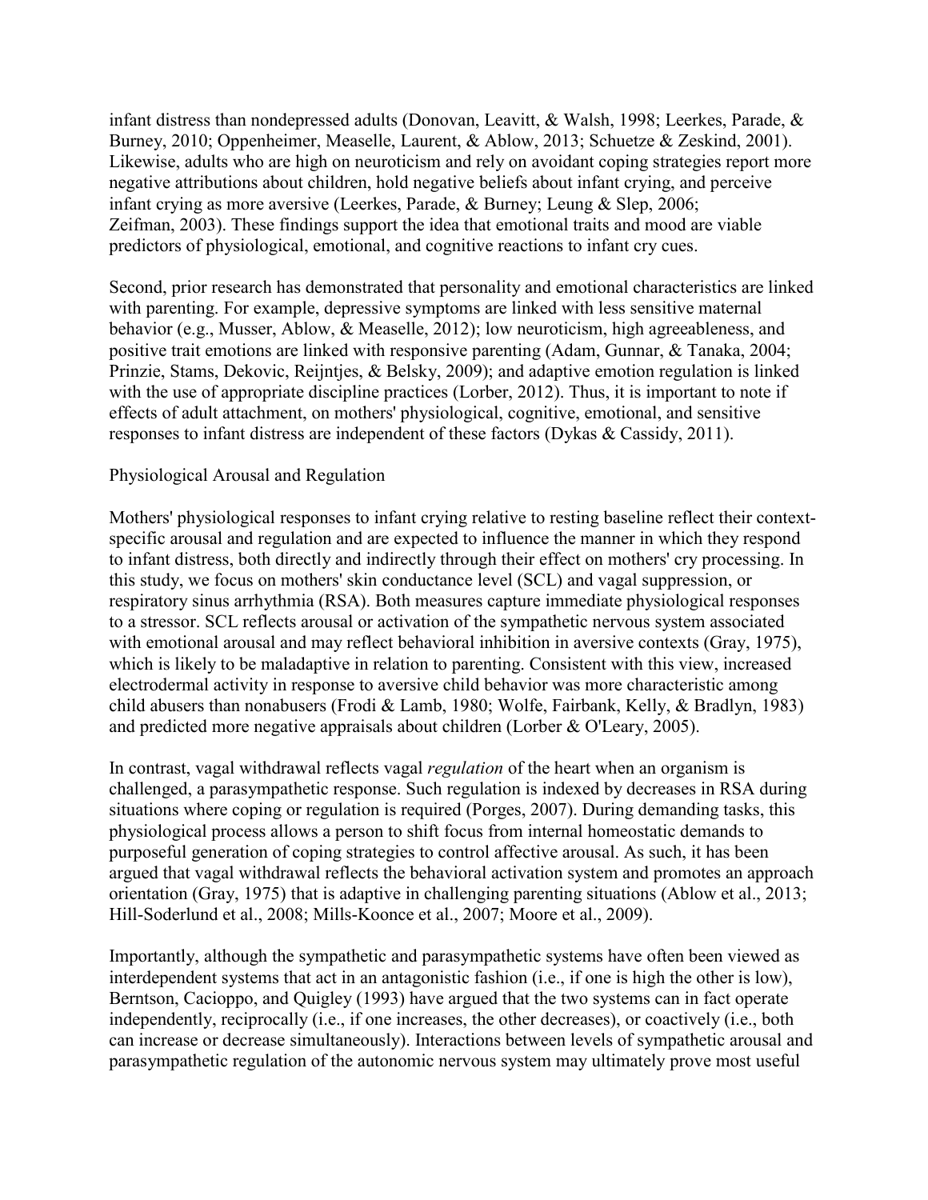infant distress than nondepressed adults (Donovan, Leavitt, & Walsh, 1998; Leerkes, Parade, & Burney, 2010; Oppenheimer, Measelle, Laurent, & Ablow, 2013; Schuetze & Zeskind, 2001). Likewise, adults who are high on neuroticism and rely on avoidant coping strategies report more negative attributions about children, hold negative beliefs about infant crying, and perceive infant crying as more aversive (Leerkes, Parade, & Burney; Leung & Slep, 2006; Zeifman, 2003). These findings support the idea that emotional traits and mood are viable predictors of physiological, emotional, and cognitive reactions to infant cry cues.

Second, prior research has demonstrated that personality and emotional characteristics are linked with parenting. For example, depressive symptoms are linked with less sensitive maternal behavior (e.g., Musser, Ablow, & Measelle, 2012); low neuroticism, high agreeableness, and positive trait emotions are linked with responsive parenting (Adam, Gunnar, & Tanaka, 2004; Prinzie, Stams, Dekovic, Reijntjes, & Belsky, 2009); and adaptive emotion regulation is linked with the use of appropriate discipline practices (Lorber, 2012). Thus, it is important to note if effects of adult attachment, on mothers' physiological, cognitive, emotional, and sensitive responses to infant distress are independent of these factors (Dykas & Cassidy, 2011).

## Physiological Arousal and Regulation

Mothers' physiological responses to infant crying relative to resting baseline reflect their context-specific arousal and regulation and are expected to influence the manner in which they respond to infant distress, both directly and indirectly through their effect on mothers' cry processing. In this study, we focus on mothers' skin conductance level (SCL) and vagal suppression, or respiratory sinus arrhythmia (RSA). Both measures capture immediate physiological responses to a stressor. SCL reflects arousal or activation of the sympathetic nervous system associated with emotional arousal and may reflect behavioral inhibition in aversive contexts (Gray, 1975), which is likely to be maladaptive in relation to parenting. Consistent with this view, increased electrodermal activity in response to aversive child behavior was more characteristic among child abusers than nonabusers (Frodi & Lamb, 1980; Wolfe, Fairbank, Kelly, & Bradlyn, 1983) and predicted more negative appraisals about children (Lorber & O'Leary, 2005).

In contrast, vagal withdrawal reflects vagal *regulation* of the heart when an organism is challenged, a parasympathetic response. Such regulation is indexed by decreases in RSA during situations where coping or regulation is required (Porges, 2007). During demanding tasks, this physiological process allows a person to shift focus from internal homeostatic demands to purposeful generation of coping strategies to control affective arousal. As such, it has been argued that vagal withdrawal reflects the behavioral activation system and promotes an approach orientation (Gray, 1975) that is adaptive in challenging parenting situations (Ablow et al., 2013; Hill-Soderlund et al., 2008; Mills-Koonce et al., 2007; Moore et al., 2009).

Importantly, although the sympathetic and parasympathetic systems have often been viewed as interdependent systems that act in an antagonistic fashion (i.e., if one is high the other is low), Berntson, Cacioppo, and Quigley (1993) have argued that the two systems can in fact operate independently, reciprocally (i.e., if one increases, the other decreases), or coactively (i.e., both can increase or decrease simultaneously). Interactions between levels of sympathetic arousal and parasympathetic regulation of the autonomic nervous system may ultimately prove most useful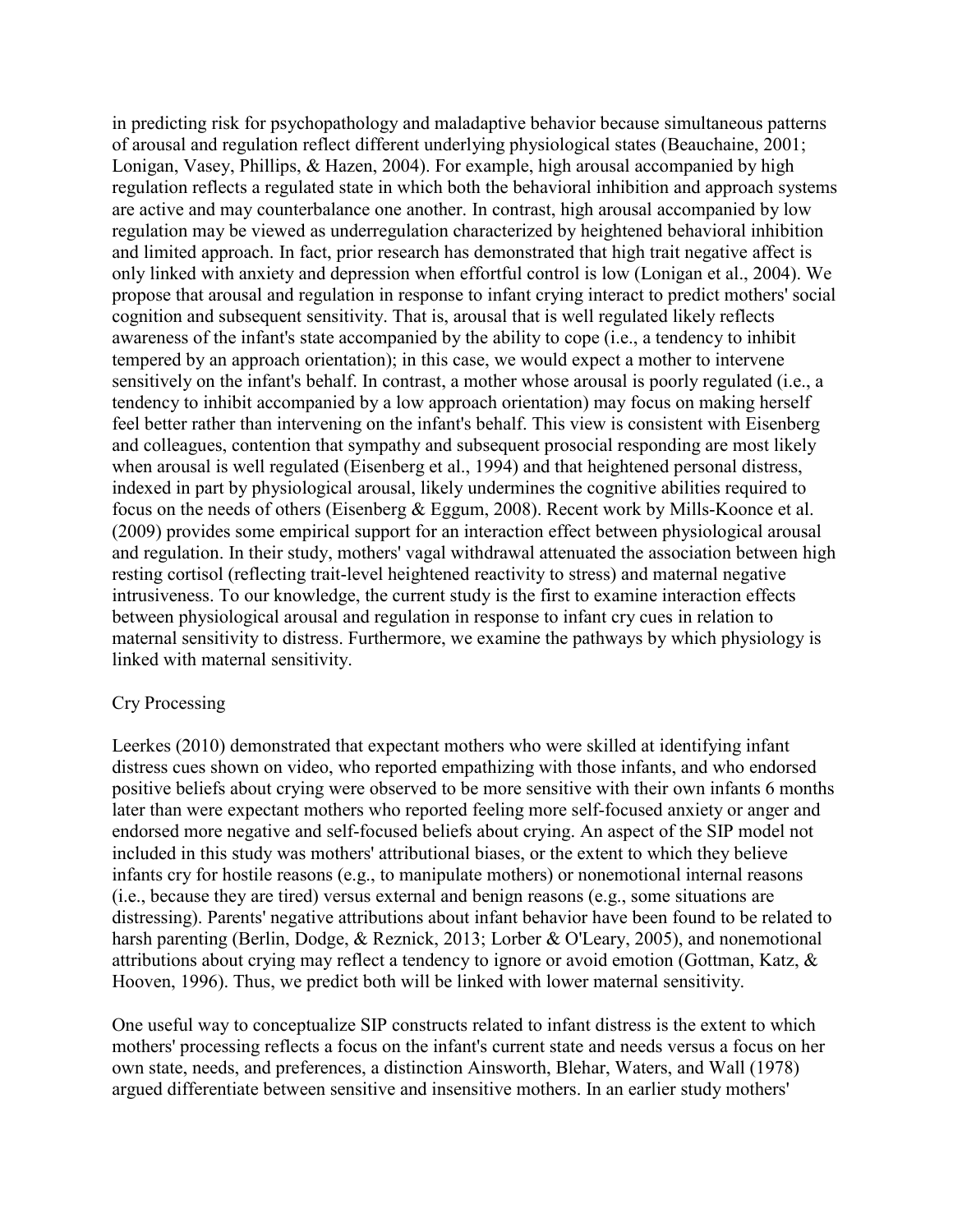in predicting risk for psychopathology and maladaptive behavior because simultaneous patterns of arousal and regulation reflect different underlying physiological states (Beauchaine, 2001; Lonigan, Vasey, Phillips, & Hazen, 2004). For example, high arousal accompanied by high regulation reflects a regulated state in which both the behavioral inhibition and approach systems are active and may counterbalance one another. In contrast, high arousal accompanied by low regulation may be viewed as underregulation characterized by heightened behavioral inhibition and limited approach. In fact, prior research has demonstrated that high trait negative affect is only linked with anxiety and depression when effortful control is low (Lonigan et al., 2004). We propose that arousal and regulation in response to infant crying interact to predict mothers' social cognition and subsequent sensitivity. That is, arousal that is well regulated likely reflects awareness of the infant's state accompanied by the ability to cope (i.e., a tendency to inhibit tempered by an approach orientation); in this case, we would expect a mother to intervene sensitively on the infant's behalf. In contrast, a mother whose arousal is poorly regulated (i.e., a tendency to inhibit accompanied by a low approach orientation) may focus on making herself feel better rather than intervening on the infant's behalf. This view is consistent with Eisenberg and colleagues, contention that sympathy and subsequent prosocial responding are most likely when arousal is well regulated (Eisenberg et al., 1994) and that heightened personal distress, indexed in part by physiological arousal, likely undermines the cognitive abilities required to focus on the needs of others (Eisenberg & Eggum, 2008). Recent work by Mills-Koonce et al. (2009) provides some empirical support for an interaction effect between physiological arousal and regulation. In their study, mothers' vagal withdrawal attenuated the association between high resting cortisol (reflecting trait-level heightened reactivity to stress) and maternal negative intrusiveness. To our knowledge, the current study is the first to examine interaction effects between physiological arousal and regulation in response to infant cry cues in relation to maternal sensitivity to distress. Furthermore, we examine the pathways by which physiology is linked with maternal sensitivity.

## Cry Processing

Leerkes (2010) demonstrated that expectant mothers who were skilled at identifying infant distress cues shown on video, who reported empathizing with those infants, and who endorsed positive beliefs about crying were observed to be more sensitive with their own infants 6 months later than were expectant mothers who reported feeling more self-focused anxiety or anger and endorsed more negative and self-focused beliefs about crying. An aspect of the SIP model not included in this study was mothers' attributional biases, or the extent to which they believe infants cry for hostile reasons (e.g., to manipulate mothers) or nonemotional internal reasons (i.e., because they are tired) versus external and benign reasons (e.g., some situations are distressing). Parents' negative attributions about infant behavior have been found to be related to harsh parenting (Berlin, Dodge, & Reznick, 2013; Lorber & O'Leary, 2005), and nonemotional attributions about crying may reflect a tendency to ignore or avoid emotion (Gottman, Katz, & Hooven, 1996). Thus, we predict both will be linked with lower maternal sensitivity.

One useful way to conceptualize SIP constructs related to infant distress is the extent to which mothers' processing reflects a focus on the infant's current state and needs versus a focus on her own state, needs, and preferences, a distinction Ainsworth, Blehar, Waters, and Wall (1978) argued differentiate between sensitive and insensitive mothers. In an earlier study mothers'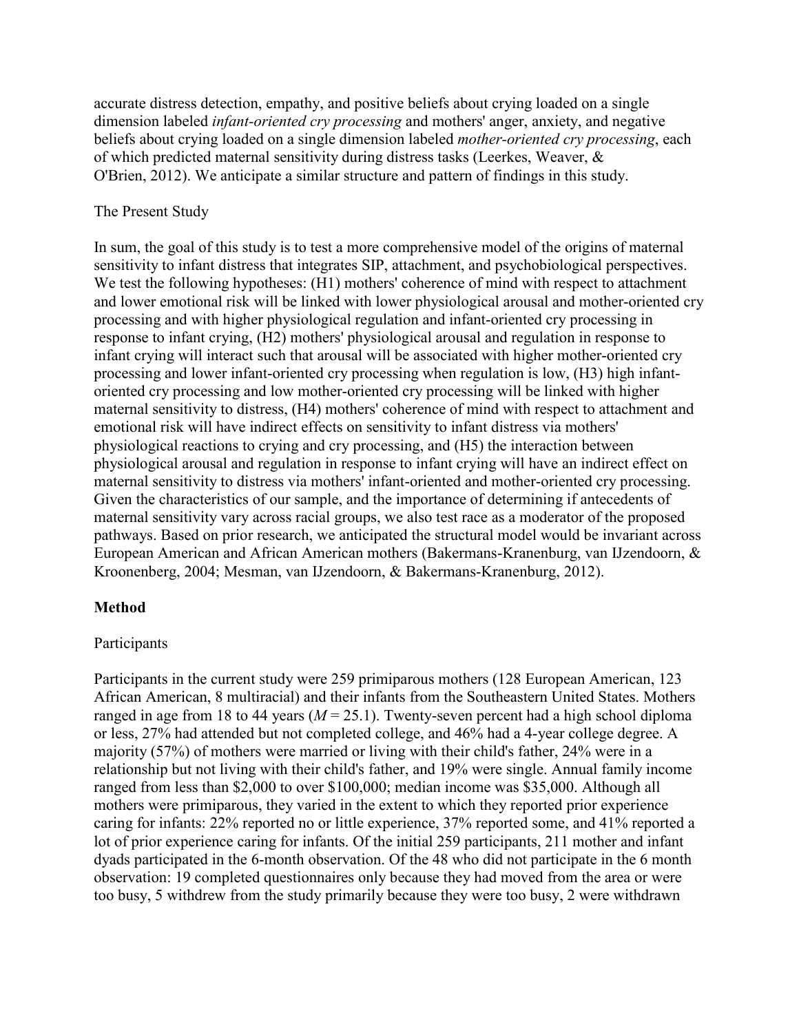accurate distress detection, empathy, and positive beliefs about crying loaded on a single dimension labeled *infant-oriented cry processing* and mothers' anger, anxiety, and negative beliefs about crying loaded on a single dimension labeled *mother-oriented cry processing*, each of which predicted maternal sensitivity during distress tasks (Leerkes, Weaver, & O'Brien, 2012). We anticipate a similar structure and pattern of findings in this study.

## The Present Study

In sum, the goal of this study is to test a more comprehensive model of the origins of maternal sensitivity to infant distress that integrates SIP, attachment, and psychobiological perspectives. We test the following hypotheses: (H1) mothers' coherence of mind with respect to attachment and lower emotional risk will be linked with lower physiological arousal and mother-oriented cry processing and with higher physiological regulation and infant-oriented cry processing in response to infant crying, (H2) mothers' physiological arousal and regulation in response to infant crying will interact such that arousal will be associated with higher mother-oriented cry processing and lower infant-oriented cry processing when regulation is low, (H3) high infant-oriented cry processing and low mother-oriented cry processing will be linked with higher maternal sensitivity to distress, (H4) mothers' coherence of mind with respect to attachment and emotional risk will have indirect effects on sensitivity to infant distress via mothers' physiological reactions to crying and cry processing, and (H5) the interaction between physiological arousal and regulation in response to infant crying will have an indirect effect on maternal sensitivity to distress via mothers' infant-oriented and mother-oriented cry processing. Given the characteristics of our sample, and the importance of determining if antecedents of maternal sensitivity vary across racial groups, we also test race as a moderator of the proposed pathways. Based on prior research, we anticipated the structural model would be invariant across European American and African American mothers (Bakermans-Kranenburg, van IJzendoorn, & Kroonenberg, 2004; Mesman, van IJzendoorn, & Bakermans-Kranenburg, 2012).

# Method

## Participants

Participants in the current study were 259 primiparous mothers (128 European American, 123 African American, 8 multiracial) and their infants from the Southeastern United States. Mothers ranged in age from 18 to 44 years ($M = 25.1$). Twenty-seven percent had a high school diploma or less, 27% had attended but not completed college, and 46% had a 4-year college degree. A majority (57%) of mothers were married or living with their child's father, 24% were in a relationship but not living with their child's father, and 19% were single. Annual family income ranged from less than $2,000 to over $100,000; median income was $35,000. Although all mothers were primiparous, they varied in the extent to which they reported prior experience caring for infants: 22% reported no or little experience, 37% reported some, and 41% reported a lot of prior experience caring for infants. Of the initial 259 participants, 211 mother and infant dyads participated in the 6-month observation. Of the 48 who did not participate in the 6 month observation: 19 completed questionnaires only because they had moved from the area or were too busy, 5 withdrew from the study primarily because they were too busy, 2 were withdrawn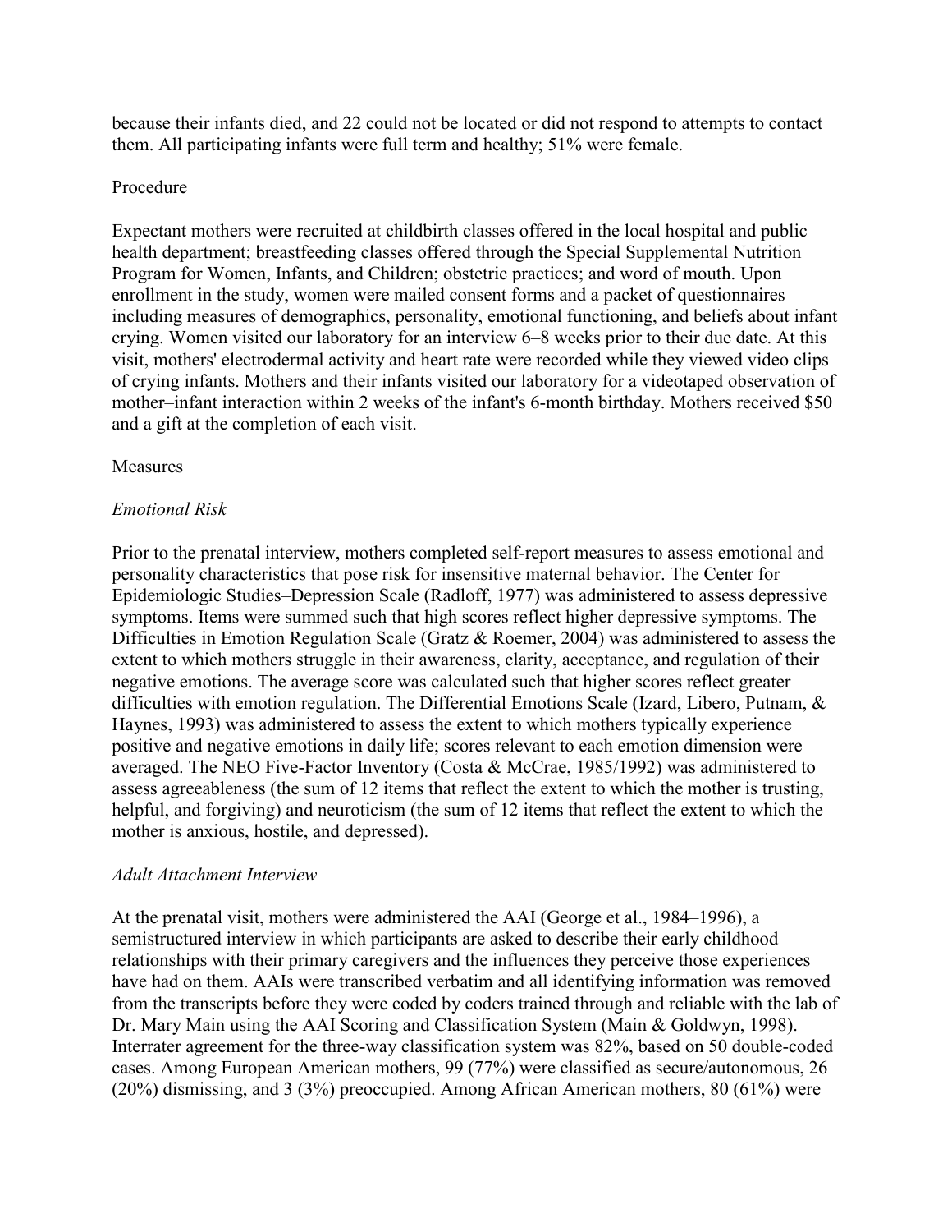because their infants died, and 22 could not be located or did not respond to attempts to contact them. All participating infants were full term and healthy; 51% were female.

## Procedure

Expectant mothers were recruited at childbirth classes offered in the local hospital and public health department; breastfeeding classes offered through the Special Supplemental Nutrition Program for Women, Infants, and Children; obstetric practices; and word of mouth. Upon enrollment in the study, women were mailed consent forms and a packet of questionnaires including measures of demographics, personality, emotional functioning, and beliefs about infant crying. Women visited our laboratory for an interview 6–8 weeks prior to their due date. At this visit, mothers' electrodermal activity and heart rate were recorded while they viewed video clips of crying infants. Mothers and their infants visited our laboratory for a videotaped observation of mother–infant interaction within 2 weeks of the infant's 6-month birthday. Mothers received $50 and a gift at the completion of each visit.

## Measures

### *Emotional Risk*

Prior to the prenatal interview, mothers completed self-report measures to assess emotional and personality characteristics that pose risk for insensitive maternal behavior. The Center for Epidemiologic Studies–Depression Scale (Radloff, 1977) was administered to assess depressive symptoms. Items were summed such that high scores reflect higher depressive symptoms. The Difficulties in Emotion Regulation Scale (Gratz & Roemer, 2004) was administered to assess the extent to which mothers struggle in their awareness, clarity, acceptance, and regulation of their negative emotions. The average score was calculated such that higher scores reflect greater difficulties with emotion regulation. The Differential Emotions Scale (Izard, Libero, Putnam, & Haynes, 1993) was administered to assess the extent to which mothers typically experience positive and negative emotions in daily life; scores relevant to each emotion dimension were averaged. The NEO Five-Factor Inventory (Costa & McCrae, 1985/1992) was administered to assess agreeableness (the sum of 12 items that reflect the extent to which the mother is trusting, helpful, and forgiving) and neuroticism (the sum of 12 items that reflect the extent to which the mother is anxious, hostile, and depressed).

### *Adult Attachment Interview*

At the prenatal visit, mothers were administered the AAI (George et al., 1984–1996), a semistructured interview in which participants are asked to describe their early childhood relationships with their primary caregivers and the influences they perceive those experiences have had on them. AAIs were transcribed verbatim and all identifying information was removed from the transcripts before they were coded by coders trained through and reliable with the lab of Dr. Mary Main using the AAI Scoring and Classification System (Main & Goldwyn, 1998). Interrater agreement for the three-way classification system was 82%, based on 50 double-coded cases. Among European American mothers, 99 (77%) were classified as secure/autonomous, 26 (20%) dismissing, and 3 (3%) preoccupied. Among African American mothers, 80 (61%) were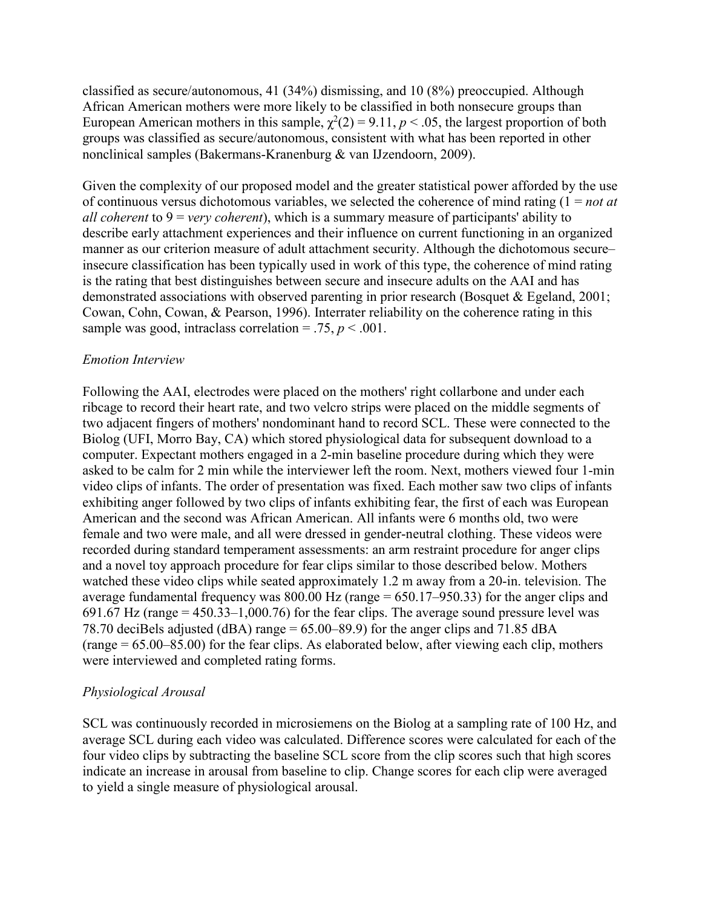classified as secure/autonomous, 41 (34%) dismissing, and 10 (8%) preoccupied. Although African American mothers were more likely to be classified in both nonsecure groups than European American mothers in this sample, $\chi^2(2) = 9.11$, $p < .05$, the largest proportion of both groups was classified as secure/autonomous, consistent with what has been reported in other nonclinical samples (Bakermans-Kranenburg & van IJzendoorn, 2009).

Given the complexity of our proposed model and the greater statistical power afforded by the use of continuous versus dichotomous variables, we selected the coherence of mind rating (1 = *not at all coherent* to 9 = *very coherent*), which is a summary measure of participants' ability to describe early attachment experiences and their influence on current functioning in an organized manner as our criterion measure of adult attachment security. Although the dichotomous secure–insecure classification has been typically used in work of this type, the coherence of mind rating is the rating that best distinguishes between secure and insecure adults on the AAI and has demonstrated associations with observed parenting in prior research (Bosquet & Egeland, 2001; Cowan, Cohn, Cowan, & Pearson, 1996). Interrater reliability on the coherence rating in this sample was good, intraclass correlation = .75, $p < .001$.

### *Emotion Interview*

Following the AAI, electrodes were placed on the mothers' right collarbone and under each ribcage to record their heart rate, and two velcro strips were placed on the middle segments of two adjacent fingers of mothers' nondominant hand to record SCL. These were connected to the Biolog (UFI, Morro Bay, CA) which stored physiological data for subsequent download to a computer. Expectant mothers engaged in a 2-min baseline procedure during which they were asked to be calm for 2 min while the interviewer left the room. Next, mothers viewed four 1-min video clips of infants. The order of presentation was fixed. Each mother saw two clips of infants exhibiting anger followed by two clips of infants exhibiting fear, the first of each was European American and the second was African American. All infants were 6 months old, two were female and two were male, and all were dressed in gender-neutral clothing. These videos were recorded during standard temperament assessments: an arm restraint procedure for anger clips and a novel toy approach procedure for fear clips similar to those described below. Mothers watched these video clips while seated approximately 1.2 m away from a 20-in. television. The average fundamental frequency was 800.00 Hz (range = 650.17–950.33) for the anger clips and 691.67 Hz (range = 450.33–1,000.76) for the fear clips. The average sound pressure level was 78.70 deciBels adjusted (dBA) range = 65.00–89.9) for the anger clips and 71.85 dBA (range = 65.00–85.00) for the fear clips. As elaborated below, after viewing each clip, mothers were interviewed and completed rating forms.

### *Physiological Arousal*

SCL was continuously recorded in microsiemens on the Biolog at a sampling rate of 100 Hz, and average SCL during each video was calculated. Difference scores were calculated for each of the four video clips by subtracting the baseline SCL score from the clip scores such that high scores indicate an increase in arousal from baseline to clip. Change scores for each clip were averaged to yield a single measure of physiological arousal.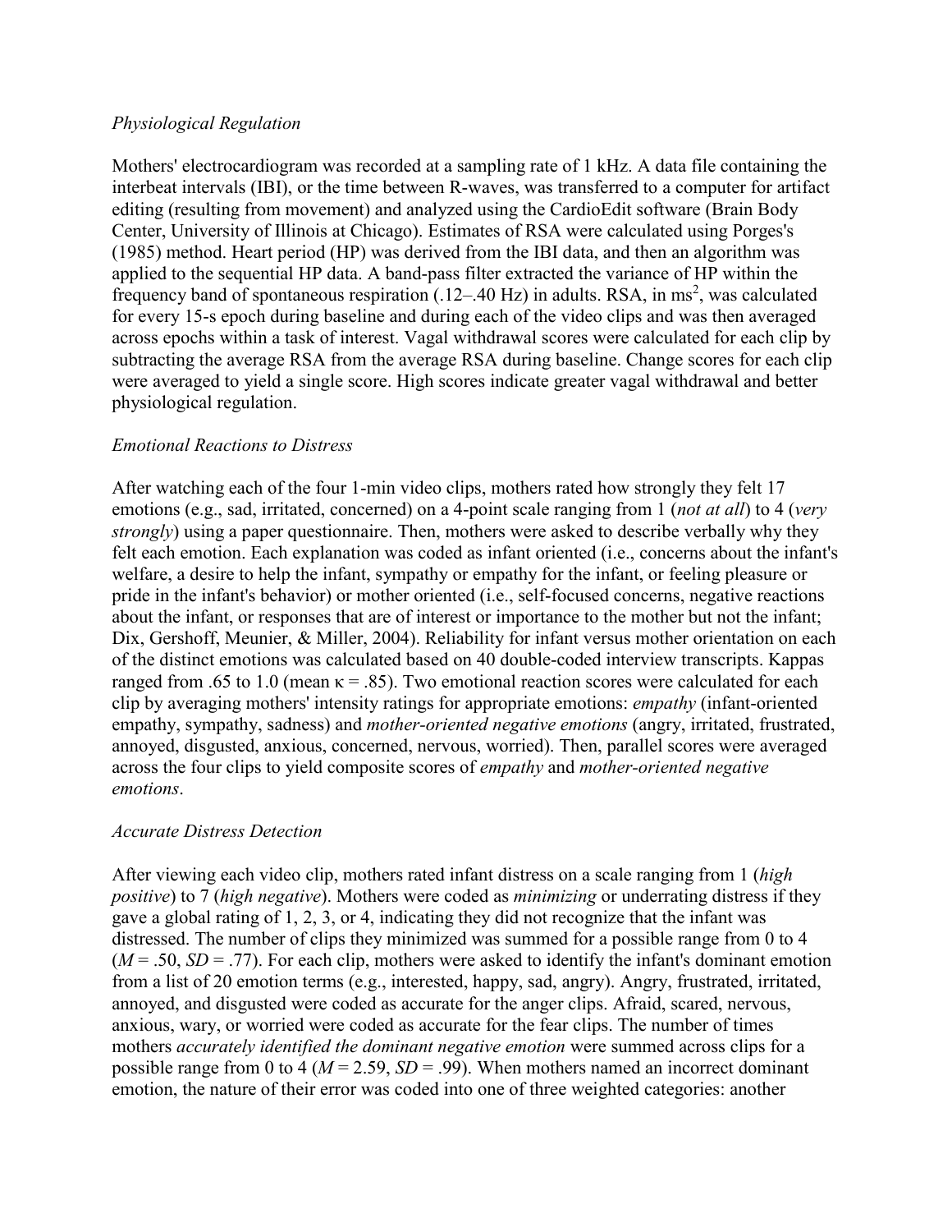*Physiological Regulation*

Mothers' electrocardiogram was recorded at a sampling rate of 1 kHz. A data file containing the interbeat intervals (IBI), or the time between R-waves, was transferred to a computer for artifact editing (resulting from movement) and analyzed using the CardioEdit software (Brain Body Center, University of Illinois at Chicago). Estimates of RSA were calculated using Porges's (1985) method. Heart period (HP) was derived from the IBI data, and then an algorithm was applied to the sequential HP data. A band-pass filter extracted the variance of HP within the frequency band of spontaneous respiration (.12–.40 Hz) in adults. RSA, in $ms^2$, was calculated for every 15-s epoch during baseline and during each of the video clips and was then averaged across epochs within a task of interest. Vagal withdrawal scores were calculated for each clip by subtracting the average RSA from the average RSA during baseline. Change scores for each clip were averaged to yield a single score. High scores indicate greater vagal withdrawal and better physiological regulation.

*Emotional Reactions to Distress*

After watching each of the four 1-min video clips, mothers rated how strongly they felt 17 emotions (e.g., sad, irritated, concerned) on a 4-point scale ranging from 1 (*not at all*) to 4 (*very strongly*) using a paper questionnaire. Then, mothers were asked to describe verbally why they felt each emotion. Each explanation was coded as infant oriented (i.e., concerns about the infant's welfare, a desire to help the infant, sympathy or empathy for the infant, or feeling pleasure or pride in the infant's behavior) or mother oriented (i.e., self-focused concerns, negative reactions about the infant, or responses that are of interest or importance to the mother but not the infant; Dix, Gershoff, Meunier, & Miller, 2004). Reliability for infant versus mother orientation on each of the distinct emotions was calculated based on 40 double-coded interview transcripts. Kappas ranged from .65 to 1.0 (mean $\kappa = .85$). Two emotional reaction scores were calculated for each clip by averaging mothers' intensity ratings for appropriate emotions: *empathy* (infant-oriented empathy, sympathy, sadness) and *mother-oriented negative emotions* (angry, irritated, frustrated, annoyed, disgusted, anxious, concerned, nervous, worried). Then, parallel scores were averaged across the four clips to yield composite scores of *empathy* and *mother-oriented negative emotions*.

*Accurate Distress Detection*

After viewing each video clip, mothers rated infant distress on a scale ranging from 1 (*high positive*) to 7 (*high negative*). Mothers were coded as *minimizing* or underrating distress if they gave a global rating of 1, 2, 3, or 4, indicating they did not recognize that the infant was distressed. The number of clips they minimized was summed for a possible range from 0 to 4 ($M = .50$, $SD = .77$). For each clip, mothers were asked to identify the infant's dominant emotion from a list of 20 emotion terms (e.g., interested, happy, sad, angry). Angry, frustrated, irritated, annoyed, and disgusted were coded as accurate for the anger clips. Afraid, scared, nervous, anxious, wary, or worried were coded as accurate for the fear clips. The number of times mothers *accurately identified the dominant negative emotion* were summed across clips for a possible range from 0 to 4 ($M = 2.59$, $SD = .99$). When mothers named an incorrect dominant emotion, the nature of their error was coded into one of three weighted categories: another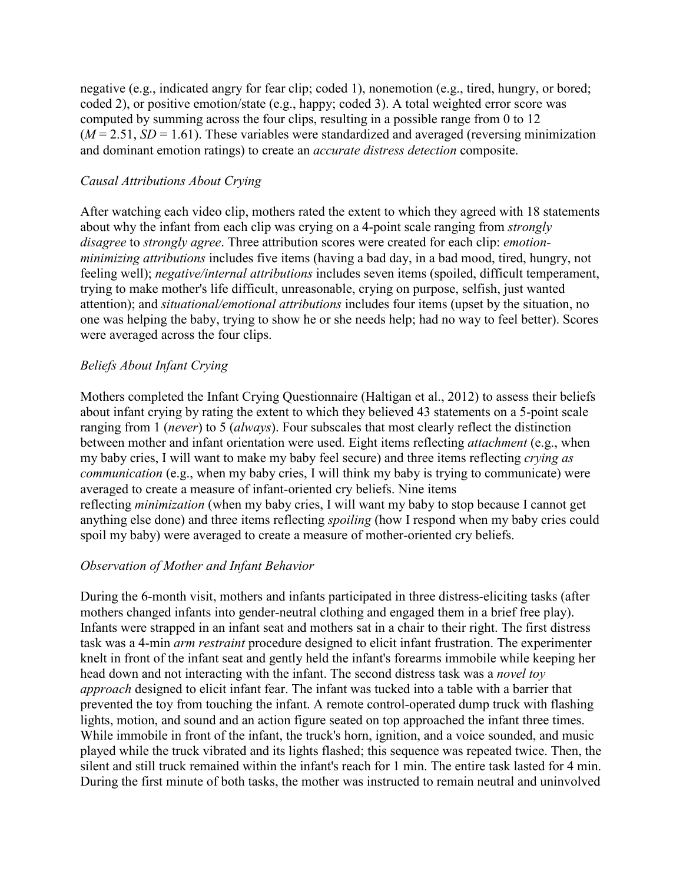negative (e.g., indicated angry for fear clip; coded 1), nonemotion (e.g., tired, hungry, or bored; coded 2), or positive emotion/state (e.g., happy; coded 3). A total weighted error score was computed by summing across the four clips, resulting in a possible range from 0 to 12 ($M = 2.51$, $SD = 1.61$). These variables were standardized and averaged (reversing minimization and dominant emotion ratings) to create an *accurate distress detection* composite.

### *Causal Attributions About Crying*

After watching each video clip, mothers rated the extent to which they agreed with 18 statements about why the infant from each clip was crying on a 4-point scale ranging from *strongly disagree* to *strongly agree*. Three attribution scores were created for each clip: *emotion-minimizing attributions* includes five items (having a bad day, in a bad mood, tired, hungry, not feeling well); *negative/internal attributions* includes seven items (spoiled, difficult temperament, trying to make mother's life difficult, unreasonable, crying on purpose, selfish, just wanted attention); and *situational/emotional attributions* includes four items (upset by the situation, no one was helping the baby, trying to show he or she needs help; had no way to feel better). Scores were averaged across the four clips.

### *Beliefs About Infant Crying*

Mothers completed the Infant Crying Questionnaire (Haltigan et al., 2012) to assess their beliefs about infant crying by rating the extent to which they believed 43 statements on a 5-point scale ranging from 1 (*never*) to 5 (*always*). Four subscales that most clearly reflect the distinction between mother and infant orientation were used. Eight items reflecting *attachment* (e.g., when my baby cries, I will want to make my baby feel secure) and three items reflecting *crying as communication* (e.g., when my baby cries, I will think my baby is trying to communicate) were averaged to create a measure of infant-oriented cry beliefs. Nine items reflecting *minimization* (when my baby cries, I will want my baby to stop because I cannot get anything else done) and three items reflecting *spoiling* (how I respond when my baby cries could spoil my baby) were averaged to create a measure of mother-oriented cry beliefs.

### *Observation of Mother and Infant Behavior*

During the 6-month visit, mothers and infants participated in three distress-eliciting tasks (after mothers changed infants into gender-neutral clothing and engaged them in a brief free play). Infants were strapped in an infant seat and mothers sat in a chair to their right. The first distress task was a 4-min *arm restraint* procedure designed to elicit infant frustration. The experimenter knelt in front of the infant seat and gently held the infant's forearms immobile while keeping her head down and not interacting with the infant. The second distress task was a *novel toy approach* designed to elicit infant fear. The infant was tucked into a table with a barrier that prevented the toy from touching the infant. A remote control-operated dump truck with flashing lights, motion, and sound and an action figure seated on top approached the infant three times. While immobile in front of the infant, the truck's horn, ignition, and a voice sounded, and music played while the truck vibrated and its lights flashed; this sequence was repeated twice. Then, the silent and still truck remained within the infant's reach for 1 min. The entire task lasted for 4 min. During the first minute of both tasks, the mother was instructed to remain neutral and uninvolved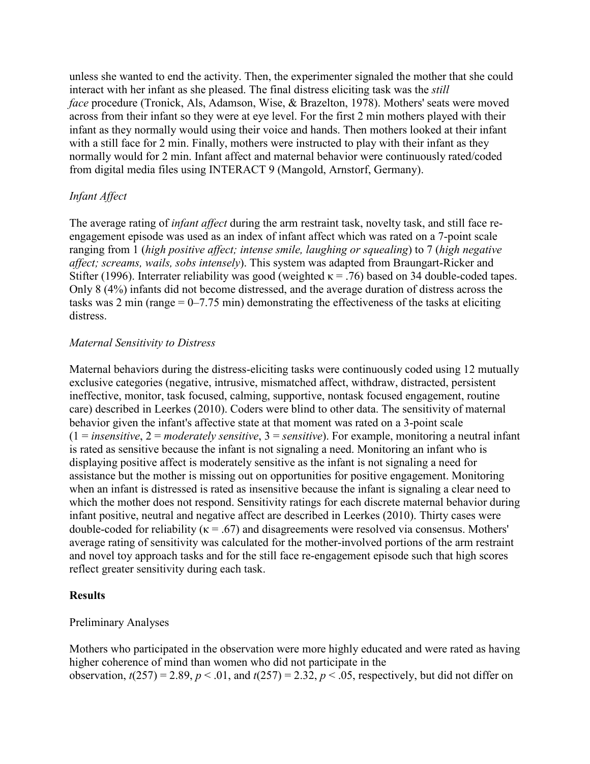unless she wanted to end the activity. Then, the experimenter signaled the mother that she could interact with her infant as she pleased. The final distress eliciting task was the *still face* procedure (Tronick, Als, Adamson, Wise, & Brazelton, 1978). Mothers' seats were moved across from their infant so they were at eye level. For the first 2 min mothers played with their infant as they normally would using their voice and hands. Then mothers looked at their infant with a still face for 2 min. Finally, mothers were instructed to play with their infant as they normally would for 2 min. Infant affect and maternal behavior were continuously rated/coded from digital media files using INTERACT 9 (Mangold, Arnstorf, Germany).

*Infant Affect*

The average rating of *infant affect* during the arm restraint task, novelty task, and still face re-engagement episode was used as an index of infant affect which was rated on a 7-point scale ranging from 1 (*high positive affect; intense smile, laughing or squealing*) to 7 (*high negative affect; screams, wails, sobs intensely*). This system was adapted from Braungart-Ricker and Stifter (1996). Interrater reliability was good (weighted $\kappa = .76$) based on 34 double-coded tapes. Only 8 (4%) infants did not become distressed, and the average duration of distress across the tasks was 2 min (range = 0–7.75 min) demonstrating the effectiveness of the tasks at eliciting distress.

*Maternal Sensitivity to Distress*

Maternal behaviors during the distress-eliciting tasks were continuously coded using 12 mutually exclusive categories (negative, intrusive, mismatched affect, withdraw, distracted, persistent ineffective, monitor, task focused, calming, supportive, nontask focused engagement, routine care) described in Leerkes (2010). Coders were blind to other data. The sensitivity of maternal behavior given the infant's affective state at that moment was rated on a 3-point scale (1 = *insensitive*, 2 = *moderately sensitive*, 3 = *sensitive*). For example, monitoring a neutral infant is rated as sensitive because the infant is not signaling a need. Monitoring an infant who is displaying positive affect is moderately sensitive as the infant is not signaling a need for assistance but the mother is missing out on opportunities for positive engagement. Monitoring when an infant is distressed is rated as insensitive because the infant is signaling a clear need to which the mother does not respond. Sensitivity ratings for each discrete maternal behavior during infant positive, neutral and negative affect are described in Leerkes (2010). Thirty cases were double-coded for reliability ($\kappa = .67$) and disagreements were resolved via consensus. Mothers' average rating of sensitivity was calculated for the mother-involved portions of the arm restraint and novel toy approach tasks and for the still face re-engagement episode such that high scores reflect greater sensitivity during each task.

## Results

### Preliminary Analyses

Mothers who participated in the observation were more highly educated and were rated as having higher coherence of mind than women who did not participate in the observation, $t(257) = 2.89$, $p < .01$, and $t(257) = 2.32$, $p < .05$, respectively, but did not differ on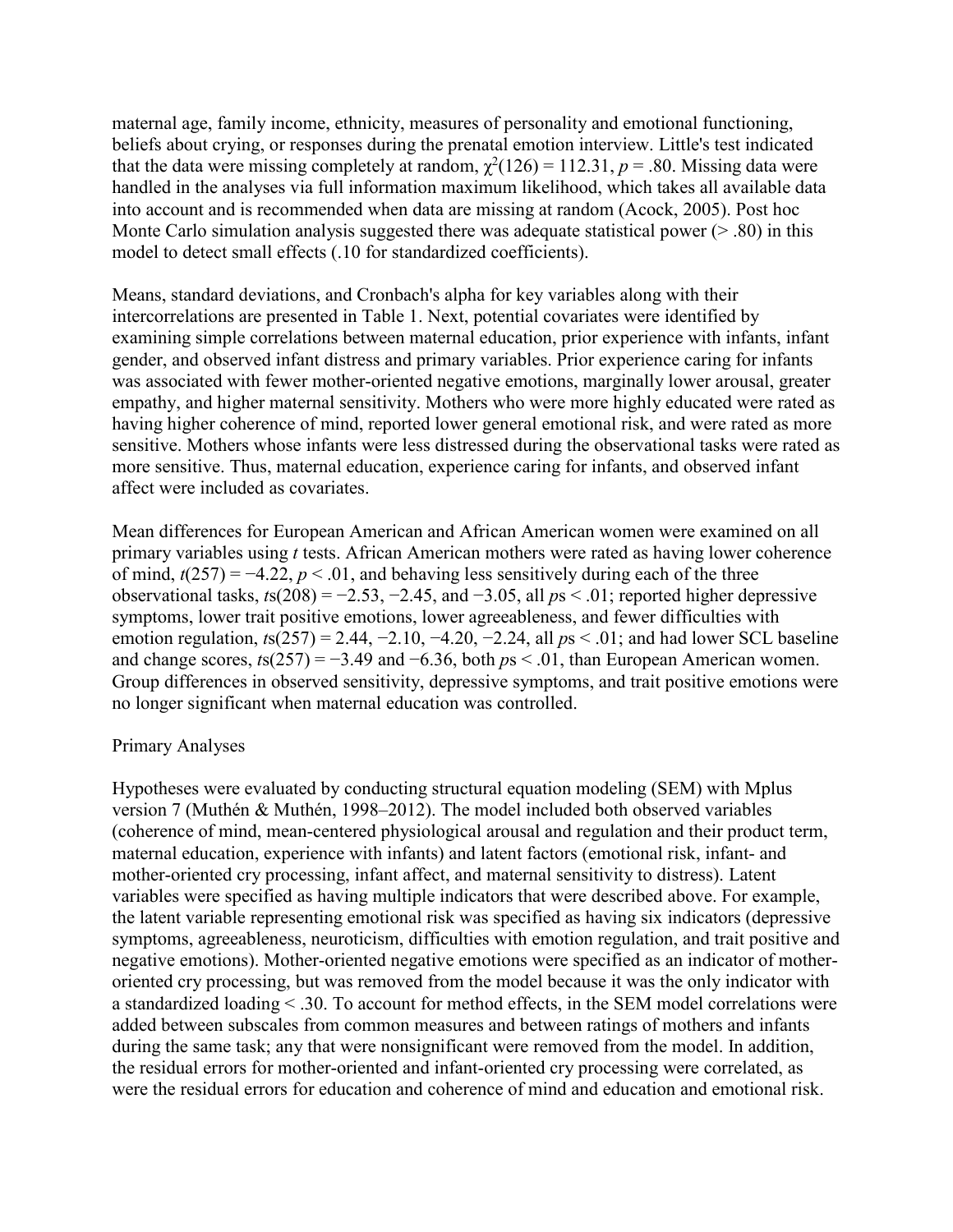maternal age, family income, ethnicity, measures of personality and emotional functioning, beliefs about crying, or responses during the prenatal emotion interview. Little's test indicated that the data were missing completely at random, $\chi^2(126) = 112.31$, $p = .80$. Missing data were handled in the analyses via full information maximum likelihood, which takes all available data into account and is recommended when data are missing at random (Acock, 2005). Post hoc Monte Carlo simulation analysis suggested there was adequate statistical power (> .80) in this model to detect small effects (.10 for standardized coefficients).

Means, standard deviations, and Cronbach's alpha for key variables along with their intercorrelations are presented in Table 1. Next, potential covariates were identified by examining simple correlations between maternal education, prior experience with infants, infant gender, and observed infant distress and primary variables. Prior experience caring for infants was associated with fewer mother-oriented negative emotions, marginally lower arousal, greater empathy, and higher maternal sensitivity. Mothers who were more highly educated were rated as having higher coherence of mind, reported lower general emotional risk, and were rated as more sensitive. Mothers whose infants were less distressed during the observational tasks were rated as more sensitive. Thus, maternal education, experience caring for infants, and observed infant affect were included as covariates.

Mean differences for European American and African American women were examined on all primary variables using *t* tests. African American mothers were rated as having lower coherence of mind, $t(257) = -4.22$, $p < .01$, and behaving less sensitively during each of the three observational tasks, $ts(208) = -2.53$, $-2.45$, and $-3.05$, all $ps < .01$; reported higher depressive symptoms, lower trait positive emotions, lower agreeableness, and fewer difficulties with emotion regulation, $ts(257) = 2.44$, $-2.10$, $-4.20$, $-2.24$, all $ps < .01$; and had lower SCL baseline and change scores, $ts(257) = -3.49$ and $-6.36$, both $ps < .01$, than European American women. Group differences in observed sensitivity, depressive symptoms, and trait positive emotions were no longer significant when maternal education was controlled.

## Primary Analyses

Hypotheses were evaluated by conducting structural equation modeling (SEM) with Mplus version 7 (Muthén & Muthén, 1998–2012). The model included both observed variables (coherence of mind, mean-centered physiological arousal and regulation and their product term, maternal education, experience with infants) and latent factors (emotional risk, infant- and mother-oriented cry processing, infant affect, and maternal sensitivity to distress). Latent variables were specified as having multiple indicators that were described above. For example, the latent variable representing emotional risk was specified as having six indicators (depressive symptoms, agreeableness, neuroticism, difficulties with emotion regulation, and trait positive and negative emotions). Mother-oriented negative emotions were specified as an indicator of mother-oriented cry processing, but was removed from the model because it was the only indicator with a standardized loading < .30. To account for method effects, in the SEM model correlations were added between subscales from common measures and between ratings of mothers and infants during the same task; any that were nonsignificant were removed from the model. In addition, the residual errors for mother-oriented and infant-oriented cry processing were correlated, as were the residual errors for education and coherence of mind and education and emotional risk.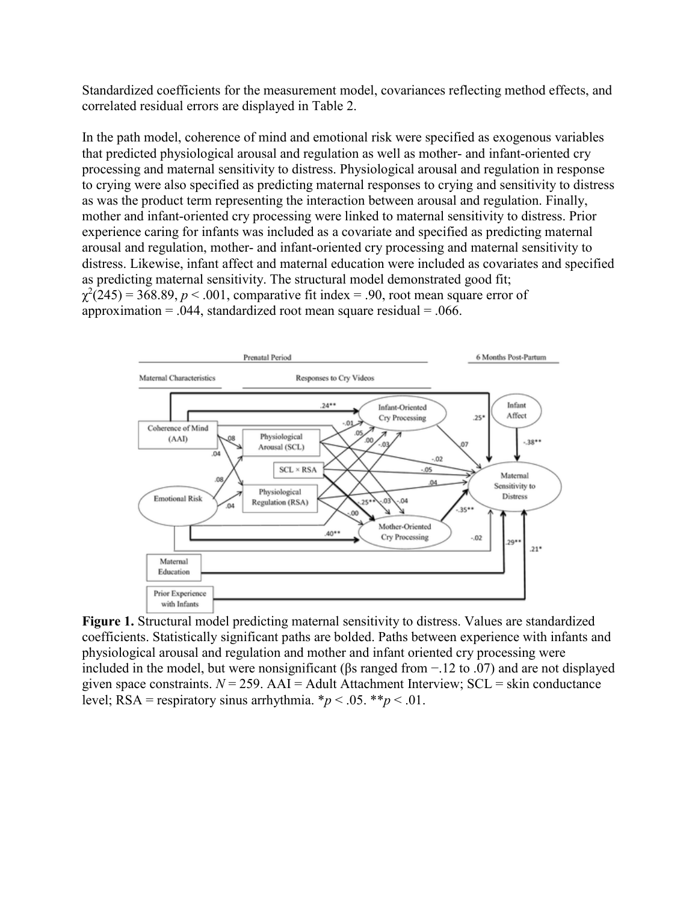Standardized coefficients for the measurement model, covariances reflecting method effects, and correlated residual errors are displayed in Table 2.

In the path model, coherence of mind and emotional risk were specified as exogenous variables that predicted physiological arousal and regulation as well as mother- and infant-oriented cry processing and maternal sensitivity to distress. Physiological arousal and regulation in response to crying were also specified as predicting maternal responses to crying and sensitivity to distress as was the product term representing the interaction between arousal and regulation. Finally, mother and infant-oriented cry processing were linked to maternal sensitivity to distress. Prior experience caring for infants was included as a covariate and specified as predicting maternal arousal and regulation, mother- and infant-oriented cry processing and maternal sensitivity to distress. Likewise, infant affect and maternal education were included as covariates and specified as predicting maternal sensitivity. The structural model demonstrated good fit; $\chi^2(245) = 368.89$, $p < .001$, comparative fit index = .90, root mean square error of approximation = .044, standardized root mean square residual = .066.

Prenatal Period

6 Months Post-Partum

Maternal Characteristics

Responses to Cry Videos

Coherence of Mind (AAI)

Emotional Risk

Physiological Arousal (SCL)

SCL × RSA

Physiological Regulation (RSA)

Infant-Oriented Cry Processing

Mother-Oriented Cry Processing

Infant Affect

Maternal Sensitivity to Distress

Maternal Education

Prior Experience with Infants

.24** .25* -.01 .05 .00 -.03 .07 -.38** .08 .04 -.02 -.05 .04 .08 .04 .25** -.03 -.04 -.00 -.35** .40** -.02 .29** .21*

**Figure 1.** Structural model predicting maternal sensitivity to distress. Values are standardized coefficients. Statistically significant paths are bolded. Paths between experience with infants and physiological arousal and regulation and mother and infant oriented cry processing were included in the model, but were nonsignificant (βs ranged from −.12 to .07) and are not displayed given space constraints. $N = 259$. AAI = Adult Attachment Interview; SCL = skin conductance level; RSA = respiratory sinus arrhythmia. *$p < .05$. **$p < .01$.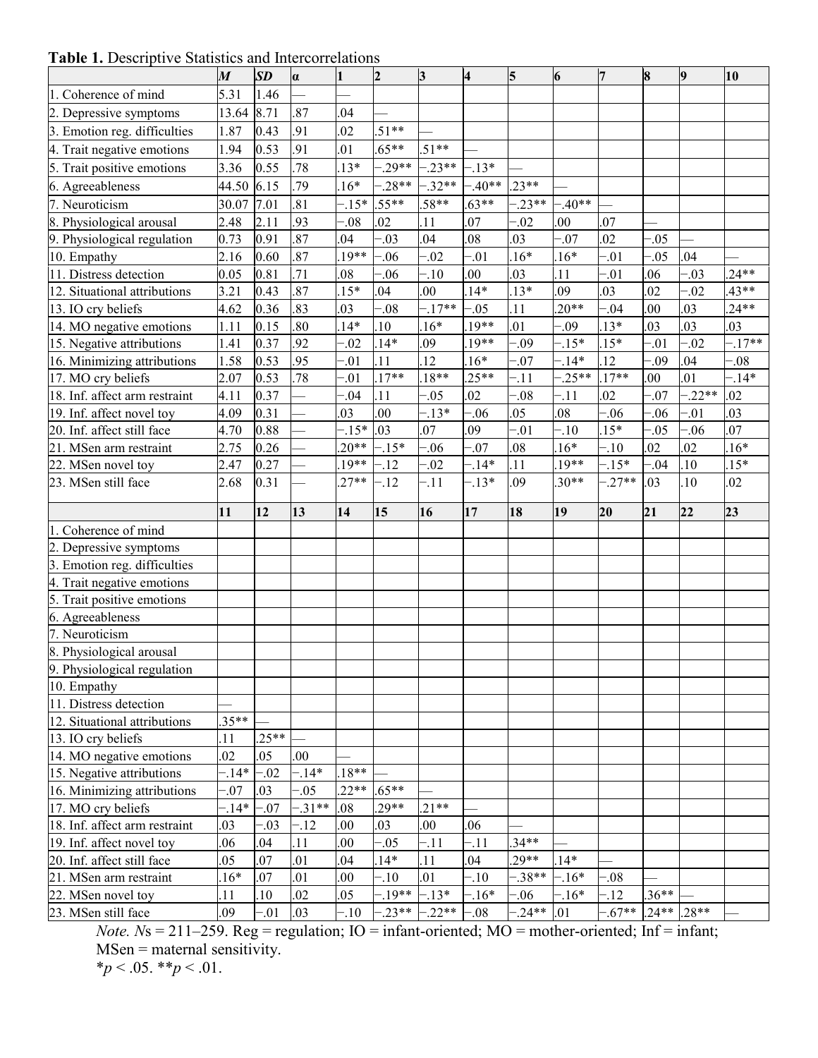**Table 1.** Descriptive Statistics and Intercorrelations

| | *M* | *SD* | α | 1 | 2 | 3 | 4 | 5 | 6 | 7 | 8 | 9 | 10 |
|---|---|---|---|---|---|---|---|---|---|---|---|---|---|
| 1. Coherence of mind | 5.31 | 1.46 | — | — | | | | | | | | | |
| 2. Depressive symptoms | 13.64 | 8.71 | .87 | .04 | — | | | | | | | | |
| 3. Emotion reg. difficulties | 1.87 | 0.43 | .91 | .02 | .51** | — | | | | | | | |
| 4. Trait negative emotions | 1.94 | 0.53 | .91 | .01 | .65** | .51** | — | | | | | | |
| 5. Trait positive emotions | 3.36 | 0.55 | .78 | .13* | −.29** | −.23** | −.13* | — | | | | | |
| 6. Agreeableness | 44.50 | 6.15 | .79 | .16* | −.28** | −.32** | −.40** | .23** | — | | | | |
| 7. Neuroticism | 30.07 | 7.01 | .81 | −.15* | .55** | .58** | .63** | −.23** | −.40** | — | | | |
| 8. Physiological arousal | 2.48 | 2.11 | .93 | −.08 | .02 | .11 | .07 | −.02 | .00 | .07 | — | | |
| 9. Physiological regulation | 0.73 | 0.91 | .87 | .04 | −.03 | .04 | .08 | .03 | −.07 | .02 | −.05 | — | |
| 10. Empathy | 2.16 | 0.60 | .87 | .19** | −.06 | −.02 | −.01 | .16* | .16* | −.01 | −.05 | .04 | — |
| 11. Distress detection | 0.05 | 0.81 | .71 | .08 | −.06 | −.10 | .00 | .03 | .11 | −.01 | .06 | −.03 | .24** |
| 12. Situational attributions | 3.21 | 0.43 | .87 | .15* | .04 | .00 | .14* | .13* | .09 | .03 | .02 | −.02 | .43** |
| 13. IO cry beliefs | 4.62 | 0.36 | .83 | .03 | −.08 | −.17** | −.05 | .11 | .20** | −.04 | .00 | .03 | .24** |
| 14. MO negative emotions | 1.11 | 0.15 | .80 | .14* | .10 | .16* | .19** | .01 | −.09 | .13* | .03 | .03 | .03 |
| 15. Negative attributions | 1.41 | 0.37 | .92 | −.02 | .14* | .09 | .19** | −.09 | −.15* | .15* | −.01 | −.02 | −.17** |
| 16. Minimizing attributions | 1.58 | 0.53 | .95 | −.01 | .11 | .12 | .16* | −.07 | −.14* | .12 | −.09 | .04 | −.08 |
| 17. MO cry beliefs | 2.07 | 0.53 | .78 | −.01 | .17** | .18** | .25** | −.11 | −.25** | .17** | .00 | .01 | −.14* |
| 18. Inf. affect arm restraint | 4.11 | 0.37 | — | −.04 | .11 | −.05 | .02 | −.08 | −.11 | .02 | −.07 | −.22** | .02 |
| 19. Inf. affect novel toy | 4.09 | 0.31 | — | .03 | .00 | −.13* | −.06 | .05 | .08 | −.06 | −.06 | −.01 | .03 |
| 20. Inf. affect still face | 4.70 | 0.88 | — | −.15* | .03 | .07 | .09 | −.01 | −.10 | .15* | −.05 | −.06 | .07 |
| 21. MSen arm restraint | 2.75 | 0.26 | — | .20** | −.15* | −.06 | −.07 | .08 | .16* | −.10 | .02 | .02 | .16* |
| 22. MSen novel toy | 2.47 | 0.27 | — | .19** | −.12 | −.02 | −.14* | .11 | .19** | −.15* | −.04 | .10 | .15* |
| 23. MSen still face | 2.68 | 0.31 | — | .27** | −.12 | −.11 | −.13* | .09 | .30** | −.27** | .03 | .10 | .02 |
| | **11** | **12** | **13** | **14** | **15** | **16** | **17** | **18** | **19** | **20** | **21** | **22** | **23** |
| 1. Coherence of mind | | | | | | | | | | | | | |
| 2. Depressive symptoms | | | | | | | | | | | | | |
| 3. Emotion reg. difficulties | | | | | | | | | | | | | |
| 4. Trait negative emotions | | | | | | | | | | | | | |
| 5. Trait positive emotions | | | | | | | | | | | | | |
| 6. Agreeableness | | | | | | | | | | | | | |
| 7. Neuroticism | | | | | | | | | | | | | |
| 8. Physiological arousal | | | | | | | | | | | | | |
| 9. Physiological regulation | | | | | | | | | | | | | |
| 10. Empathy | | | | | | | | | | | | | |
| 11. Distress detection | — | | | | | | | | | | | | |
| 12. Situational attributions | .35** | — | | | | | | | | | | | |
| 13. IO cry beliefs | .11 | .25** | — | | | | | | | | | | |
| 14. MO negative emotions | .02 | .05 | .00 | — | | | | | | | | | |
| 15. Negative attributions | −.14* | −.02 | −.14* | .18** | — | | | | | | | | |
| 16. Minimizing attributions | −.07 | .03 | −.05 | .22** | .65** | — | | | | | | | |
| 17. MO cry beliefs | −.14* | −.07 | −.31** | .08 | .29** | .21** | — | | | | | | |
| 18. Inf. affect arm restraint | .03 | −.03 | −.12 | .00 | .03 | .00 | .06 | — | | | | | |
| 19. Inf. affect novel toy | .06 | .04 | .11 | .00 | −.05 | −.11 | −.11 | .34** | — | | | | |
| 20. Inf. affect still face | .05 | .07 | .01 | .04 | .14* | .11 | .04 | .29** | .14* | — | | | |
| 21. MSen arm restraint | .16* | .07 | .01 | .00 | −.10 | .01 | −.10 | −.38** | −.16* | −.08 | — | | |
| 22. MSen novel toy | .11 | .10 | .02 | .05 | −.19** | −.13* | −.16* | −.06 | −.16* | −.12 | .36** | — | |
| 23. MSen still face | .09 | −.01 | .03 | −.10 | −.23** | −.22** | −.08 | −.24** | .01 | −.67** | .24** | .28** | — |

*Note. N*s = 211–259. Reg = regulation; IO = infant-oriented; MO = mother-oriented; Inf = infant; MSen = maternal sensitivity.
*$p < .05$. **$p < .01$.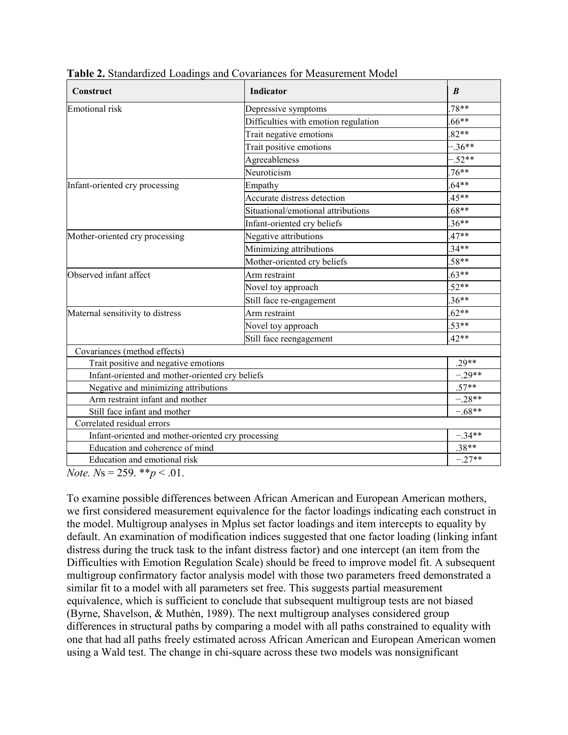**Table 2.** Standardized Loadings and Covariances for Measurement Model

| Construct | Indicator | *B* |
|---|---|---|
| Emotional risk | Depressive symptoms | .78** |
| | Difficulties with emotion regulation | .66** |
| | Trait negative emotions | .82** |
| | Trait positive emotions | −.36** |
| | Agreeableness | −.52** |
| | Neuroticism | .76** |
| Infant-oriented cry processing | Empathy | .64** |
| | Accurate distress detection | .45** |
| | Situational/emotional attributions | .68** |
| | Infant-oriented cry beliefs | .36** |
| Mother-oriented cry processing | Negative attributions | .47** |
| | Minimizing attributions | .34** |
| | Mother-oriented cry beliefs | .58** |
| Observed infant affect | Arm restraint | .63** |
| | Novel toy approach | .52** |
| | Still face re-engagement | .36** |
| Maternal sensitivity to distress | Arm restraint | .62** |
| | Novel toy approach | .53** |
| | Still face reengagement | .42** |
| Covariances (method effects) | | |
| Trait positive and negative emotions | | .29** |
| Infant-oriented and mother-oriented cry beliefs | | −.29** |
| Negative and minimizing attributions | | .57** |
| Arm restraint infant and mother | | −.28** |
| Still face infant and mother | | −.68** |
| Correlated residual errors | | |
| Infant-oriented and mother-oriented cry processing | | −.34** |
| Education and coherence of mind | | .38** |
| Education and emotional risk | | −.27** |

*Note. N*s = 259. ***p* < .01.

To examine possible differences between African American and European American mothers, we first considered measurement equivalence for the factor loadings indicating each construct in the model. Multigroup analyses in Mplus set factor loadings and item intercepts to equality by default. An examination of modification indices suggested that one factor loading (linking infant distress during the truck task to the infant distress factor) and one intercept (an item from the Difficulties with Emotion Regulation Scale) should be freed to improve model fit. A subsequent multigroup confirmatory factor analysis model with those two parameters freed demonstrated a similar fit to a model with all parameters set free. This suggests partial measurement equivalence, which is sufficient to conclude that subsequent multigroup tests are not biased (Byrne, Shavelson, & Muthén, 1989). The next multigroup analyses considered group differences in structural paths by comparing a model with all paths constrained to equality with one that had all paths freely estimated across African American and European American women using a Wald test. The change in chi-square across these two models was nonsignificant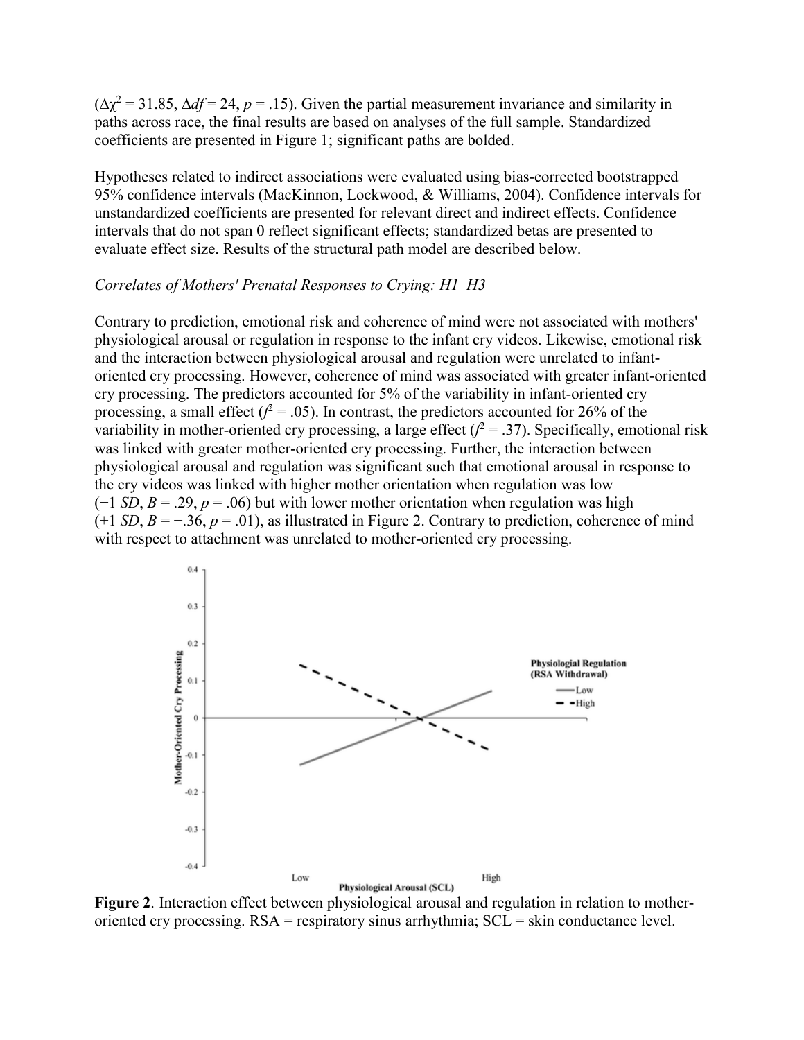($\Delta\chi^2 = 31.85$, $\Delta df = 24$, $p = .15$). Given the partial measurement invariance and similarity in paths across race, the final results are based on analyses of the full sample. Standardized coefficients are presented in Figure 1; significant paths are bolded.

Hypotheses related to indirect associations were evaluated using bias-corrected bootstrapped 95% confidence intervals (MacKinnon, Lockwood, & Williams, 2004). Confidence intervals for unstandardized coefficients are presented for relevant direct and indirect effects. Confidence intervals that do not span 0 reflect significant effects; standardized betas are presented to evaluate effect size. Results of the structural path model are described below.

*Correlates of Mothers' Prenatal Responses to Crying: H1–H3*

Contrary to prediction, emotional risk and coherence of mind were not associated with mothers' physiological arousal or regulation in response to the infant cry videos. Likewise, emotional risk and the interaction between physiological arousal and regulation were unrelated to infant-oriented cry processing. However, coherence of mind was associated with greater infant-oriented cry processing. The predictors accounted for 5% of the variability in infant-oriented cry processing, a small effect ($f^2 = .05$). In contrast, the predictors accounted for 26% of the variability in mother-oriented cry processing, a large effect ($f^2 = .37$). Specifically, emotional risk was linked with greater mother-oriented cry processing. Further, the interaction between physiological arousal and regulation was significant such that emotional arousal in response to the cry videos was linked with higher mother orientation when regulation was low ($-1$ *SD*, $B = .29$, $p = .06$) but with lower mother orientation when regulation was high ($+1$ *SD*, $B = -.36$, $p = .01$), as illustrated in Figure 2. Contrary to prediction, coherence of mind with respect to attachment was unrelated to mother-oriented cry processing.

Mother-Oriented Cry Processing

0.4
0.3
0.2
0.1
0
-0.1
-0.2
-0.3
-0.4

Low
High

Physiological Arousal (SCL)

Physiologial Regulation (RSA Withdrawal)

Low

High

**Figure 2**. Interaction effect between physiological arousal and regulation in relation to mother-oriented cry processing. RSA = respiratory sinus arrhythmia; SCL = skin conductance level.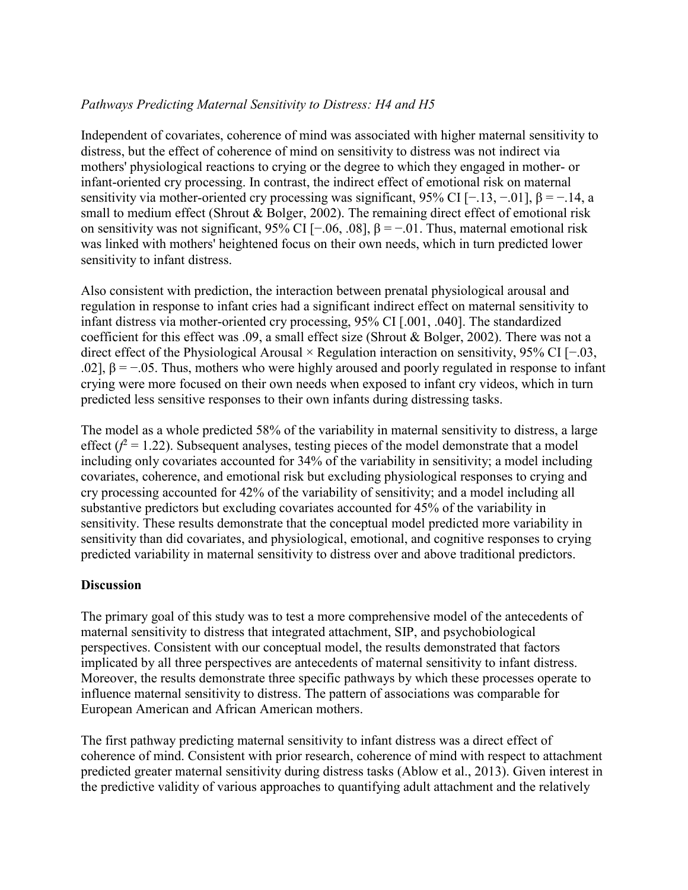*Pathways Predicting Maternal Sensitivity to Distress: H4 and H5*

Independent of covariates, coherence of mind was associated with higher maternal sensitivity to distress, but the effect of coherence of mind on sensitivity to distress was not indirect via mothers' physiological reactions to crying or the degree to which they engaged in mother- or infant-oriented cry processing. In contrast, the indirect effect of emotional risk on maternal sensitivity via mother-oriented cry processing was significant, 95% CI [−.13, −.01], β = −.14, a small to medium effect (Shrout & Bolger, 2002). The remaining direct effect of emotional risk on sensitivity was not significant, 95% CI [−.06, .08], β = −.01. Thus, maternal emotional risk was linked with mothers' heightened focus on their own needs, which in turn predicted lower sensitivity to infant distress.

Also consistent with prediction, the interaction between prenatal physiological arousal and regulation in response to infant cries had a significant indirect effect on maternal sensitivity to infant distress via mother-oriented cry processing, 95% CI [.001, .040]. The standardized coefficient for this effect was .09, a small effect size (Shrout & Bolger, 2002). There was not a direct effect of the Physiological Arousal × Regulation interaction on sensitivity, 95% CI [−.03, .02], β = −.05. Thus, mothers who were highly aroused and poorly regulated in response to infant crying were more focused on their own needs when exposed to infant cry videos, which in turn predicted less sensitive responses to their own infants during distressing tasks.

The model as a whole predicted 58% of the variability in maternal sensitivity to distress, a large effect ($f^2 = 1.22$). Subsequent analyses, testing pieces of the model demonstrate that a model including only covariates accounted for 34% of the variability in sensitivity; a model including covariates, coherence, and emotional risk but excluding physiological responses to crying and cry processing accounted for 42% of the variability of sensitivity; and a model including all substantive predictors but excluding covariates accounted for 45% of the variability in sensitivity. These results demonstrate that the conceptual model predicted more variability in sensitivity than did covariates, and physiological, emotional, and cognitive responses to crying predicted variability in maternal sensitivity to distress over and above traditional predictors.

## Discussion

The primary goal of this study was to test a more comprehensive model of the antecedents of maternal sensitivity to distress that integrated attachment, SIP, and psychobiological perspectives. Consistent with our conceptual model, the results demonstrated that factors implicated by all three perspectives are antecedents of maternal sensitivity to infant distress. Moreover, the results demonstrate three specific pathways by which these processes operate to influence maternal sensitivity to distress. The pattern of associations was comparable for European American and African American mothers.

The first pathway predicting maternal sensitivity to infant distress was a direct effect of coherence of mind. Consistent with prior research, coherence of mind with respect to attachment predicted greater maternal sensitivity during distress tasks (Ablow et al., 2013). Given interest in the predictive validity of various approaches to quantifying adult attachment and the relatively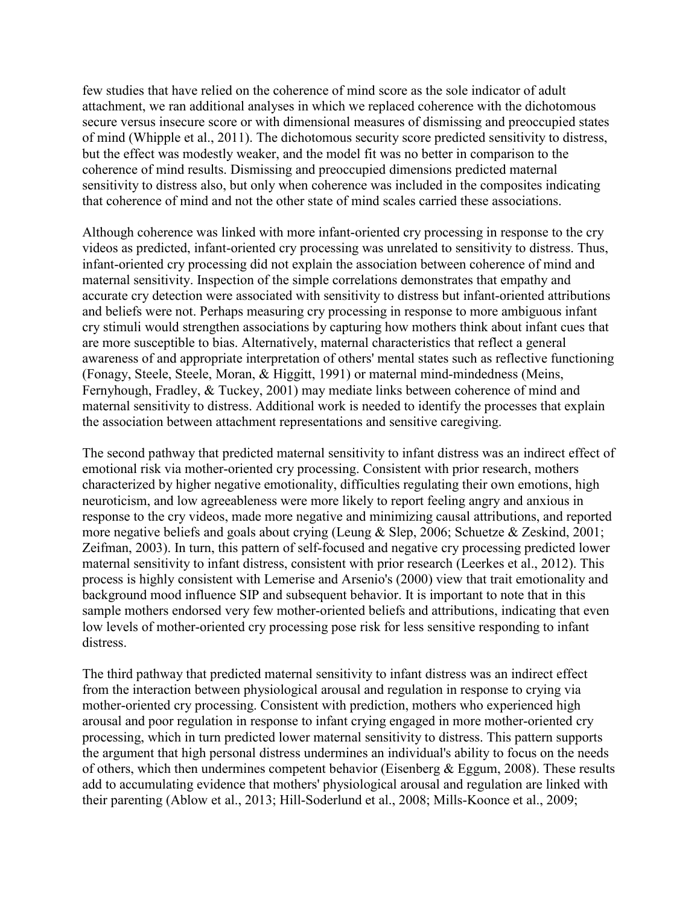few studies that have relied on the coherence of mind score as the sole indicator of adult attachment, we ran additional analyses in which we replaced coherence with the dichotomous secure versus insecure score or with dimensional measures of dismissing and preoccupied states of mind (Whipple et al., 2011). The dichotomous security score predicted sensitivity to distress, but the effect was modestly weaker, and the model fit was no better in comparison to the coherence of mind results. Dismissing and preoccupied dimensions predicted maternal sensitivity to distress also, but only when coherence was included in the composites indicating that coherence of mind and not the other state of mind scales carried these associations.

Although coherence was linked with more infant-oriented cry processing in response to the cry videos as predicted, infant-oriented cry processing was unrelated to sensitivity to distress. Thus, infant-oriented cry processing did not explain the association between coherence of mind and maternal sensitivity. Inspection of the simple correlations demonstrates that empathy and accurate cry detection were associated with sensitivity to distress but infant-oriented attributions and beliefs were not. Perhaps measuring cry processing in response to more ambiguous infant cry stimuli would strengthen associations by capturing how mothers think about infant cues that are more susceptible to bias. Alternatively, maternal characteristics that reflect a general awareness of and appropriate interpretation of others' mental states such as reflective functioning (Fonagy, Steele, Steele, Moran, & Higgitt, 1991) or maternal mind-mindedness (Meins, Fernyhough, Fradley, & Tuckey, 2001) may mediate links between coherence of mind and maternal sensitivity to distress. Additional work is needed to identify the processes that explain the association between attachment representations and sensitive caregiving.

The second pathway that predicted maternal sensitivity to infant distress was an indirect effect of emotional risk via mother-oriented cry processing. Consistent with prior research, mothers characterized by higher negative emotionality, difficulties regulating their own emotions, high neuroticism, and low agreeableness were more likely to report feeling angry and anxious in response to the cry videos, made more negative and minimizing causal attributions, and reported more negative beliefs and goals about crying (Leung & Slep, 2006; Schuetze & Zeskind, 2001; Zeifman, 2003). In turn, this pattern of self-focused and negative cry processing predicted lower maternal sensitivity to infant distress, consistent with prior research (Leerkes et al., 2012). This process is highly consistent with Lemerise and Arsenio's (2000) view that trait emotionality and background mood influence SIP and subsequent behavior. It is important to note that in this sample mothers endorsed very few mother-oriented beliefs and attributions, indicating that even low levels of mother-oriented cry processing pose risk for less sensitive responding to infant distress.

The third pathway that predicted maternal sensitivity to infant distress was an indirect effect from the interaction between physiological arousal and regulation in response to crying via mother-oriented cry processing. Consistent with prediction, mothers who experienced high arousal and poor regulation in response to infant crying engaged in more mother-oriented cry processing, which in turn predicted lower maternal sensitivity to distress. This pattern supports the argument that high personal distress undermines an individual's ability to focus on the needs of others, which then undermines competent behavior (Eisenberg & Eggum, 2008). These results add to accumulating evidence that mothers' physiological arousal and regulation are linked with their parenting (Ablow et al., 2013; Hill-Soderlund et al., 2008; Mills-Koonce et al., 2009;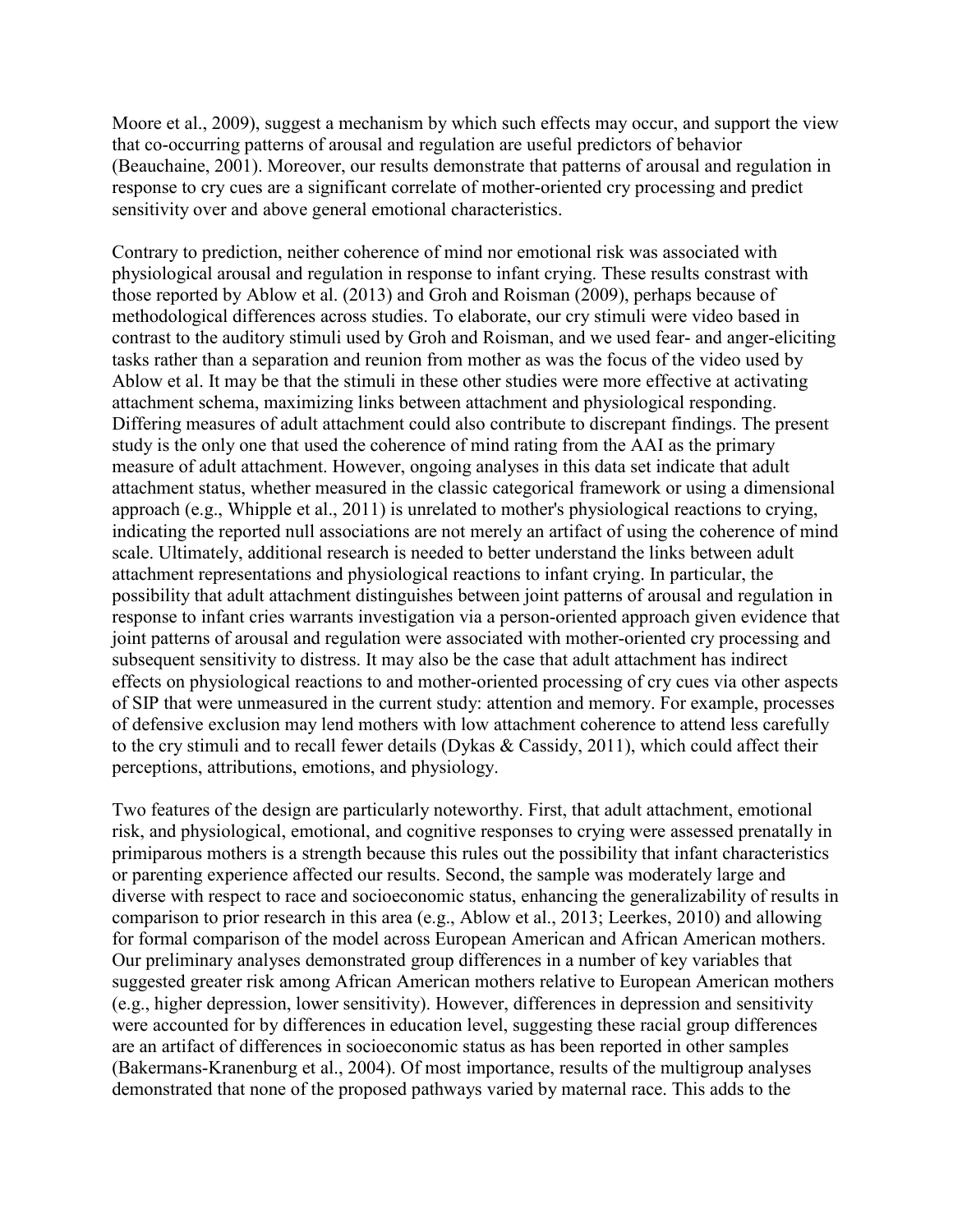Moore et al., 2009), suggest a mechanism by which such effects may occur, and support the view that co-occurring patterns of arousal and regulation are useful predictors of behavior (Beauchaine, 2001). Moreover, our results demonstrate that patterns of arousal and regulation in response to cry cues are a significant correlate of mother-oriented cry processing and predict sensitivity over and above general emotional characteristics.

Contrary to prediction, neither coherence of mind nor emotional risk was associated with physiological arousal and regulation in response to infant crying. These results constrast with those reported by Ablow et al. (2013) and Groh and Roisman (2009), perhaps because of methodological differences across studies. To elaborate, our cry stimuli were video based in contrast to the auditory stimuli used by Groh and Roisman, and we used fear- and anger-eliciting tasks rather than a separation and reunion from mother as was the focus of the video used by Ablow et al. It may be that the stimuli in these other studies were more effective at activating attachment schema, maximizing links between attachment and physiological responding. Differing measures of adult attachment could also contribute to discrepant findings. The present study is the only one that used the coherence of mind rating from the AAI as the primary measure of adult attachment. However, ongoing analyses in this data set indicate that adult attachment status, whether measured in the classic categorical framework or using a dimensional approach (e.g., Whipple et al., 2011) is unrelated to mother's physiological reactions to crying, indicating the reported null associations are not merely an artifact of using the coherence of mind scale. Ultimately, additional research is needed to better understand the links between adult attachment representations and physiological reactions to infant crying. In particular, the possibility that adult attachment distinguishes between joint patterns of arousal and regulation in response to infant cries warrants investigation via a person-oriented approach given evidence that joint patterns of arousal and regulation were associated with mother-oriented cry processing and subsequent sensitivity to distress. It may also be the case that adult attachment has indirect effects on physiological reactions to and mother-oriented processing of cry cues via other aspects of SIP that were unmeasured in the current study: attention and memory. For example, processes of defensive exclusion may lend mothers with low attachment coherence to attend less carefully to the cry stimuli and to recall fewer details (Dykas & Cassidy, 2011), which could affect their perceptions, attributions, emotions, and physiology.

Two features of the design are particularly noteworthy. First, that adult attachment, emotional risk, and physiological, emotional, and cognitive responses to crying were assessed prenatally in primiparous mothers is a strength because this rules out the possibility that infant characteristics or parenting experience affected our results. Second, the sample was moderately large and diverse with respect to race and socioeconomic status, enhancing the generalizability of results in comparison to prior research in this area (e.g., Ablow et al., 2013; Leerkes, 2010) and allowing for formal comparison of the model across European American and African American mothers. Our preliminary analyses demonstrated group differences in a number of key variables that suggested greater risk among African American mothers relative to European American mothers (e.g., higher depression, lower sensitivity). However, differences in depression and sensitivity were accounted for by differences in education level, suggesting these racial group differences are an artifact of differences in socioeconomic status as has been reported in other samples (Bakermans-Kranenburg et al., 2004). Of most importance, results of the multigroup analyses demonstrated that none of the proposed pathways varied by maternal race. This adds to the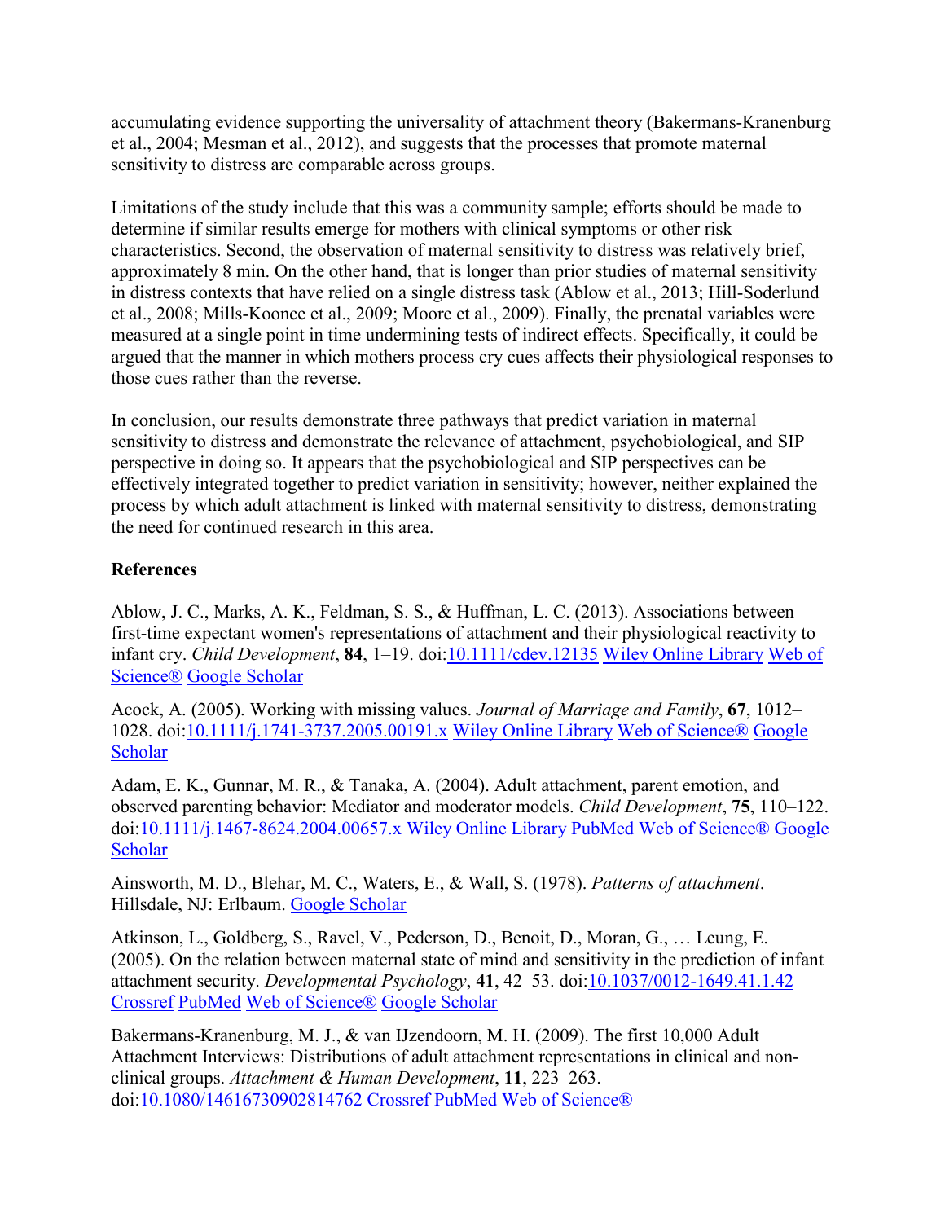accumulating evidence supporting the universality of attachment theory (Bakermans-Kranenburg et al., 2004; Mesman et al., 2012), and suggests that the processes that promote maternal sensitivity to distress are comparable across groups.

Limitations of the study include that this was a community sample; efforts should be made to determine if similar results emerge for mothers with clinical symptoms or other risk characteristics. Second, the observation of maternal sensitivity to distress was relatively brief, approximately 8 min. On the other hand, that is longer than prior studies of maternal sensitivity in distress contexts that have relied on a single distress task (Ablow et al., 2013; Hill-Soderlund et al., 2008; Mills-Koonce et al., 2009; Moore et al., 2009). Finally, the prenatal variables were measured at a single point in time undermining tests of indirect effects. Specifically, it could be argued that the manner in which mothers process cry cues affects their physiological responses to those cues rather than the reverse.

In conclusion, our results demonstrate three pathways that predict variation in maternal sensitivity to distress and demonstrate the relevance of attachment, psychobiological, and SIP perspective in doing so. It appears that the psychobiological and SIP perspectives can be effectively integrated together to predict variation in sensitivity; however, neither explained the process by which adult attachment is linked with maternal sensitivity to distress, demonstrating the need for continued research in this area.

### References

Ablow, J. C., Marks, A. K., Feldman, S. S., & Huffman, L. C. (2013). Associations between first-time expectant women's representations of attachment and their physiological reactivity to infant cry. *Child Development*, **84**, 1–19. doi:10.1111/cdev.12135 Wiley Online Library Web of Science® Google Scholar

Acock, A. (2005). Working with missing values. *Journal of Marriage and Family*, **67**, 1012–1028. doi:10.1111/j.1741-3737.2005.00191.x Wiley Online Library Web of Science® Google Scholar

Adam, E. K., Gunnar, M. R., & Tanaka, A. (2004). Adult attachment, parent emotion, and observed parenting behavior: Mediator and moderator models. *Child Development*, **75**, 110–122. doi:10.1111/j.1467-8624.2004.00657.x Wiley Online Library PubMed Web of Science® Google Scholar

Ainsworth, M. D., Blehar, M. C., Waters, E., & Wall, S. (1978). *Patterns of attachment*. Hillsdale, NJ: Erlbaum. Google Scholar

Atkinson, L., Goldberg, S., Ravel, V., Pederson, D., Benoit, D., Moran, G., … Leung, E. (2005). On the relation between maternal state of mind and sensitivity in the prediction of infant attachment security. *Developmental Psychology*, **41**, 42–53. doi:10.1037/0012-1649.41.1.42 Crossref PubMed Web of Science® Google Scholar

Bakermans-Kranenburg, M. J., & van IJzendoorn, M. H. (2009). The first 10,000 Adult Attachment Interviews: Distributions of adult attachment representations in clinical and non-clinical groups. *Attachment & Human Development*, **11**, 223–263. doi:10.1080/14616730902814762 Crossref PubMed Web of Science®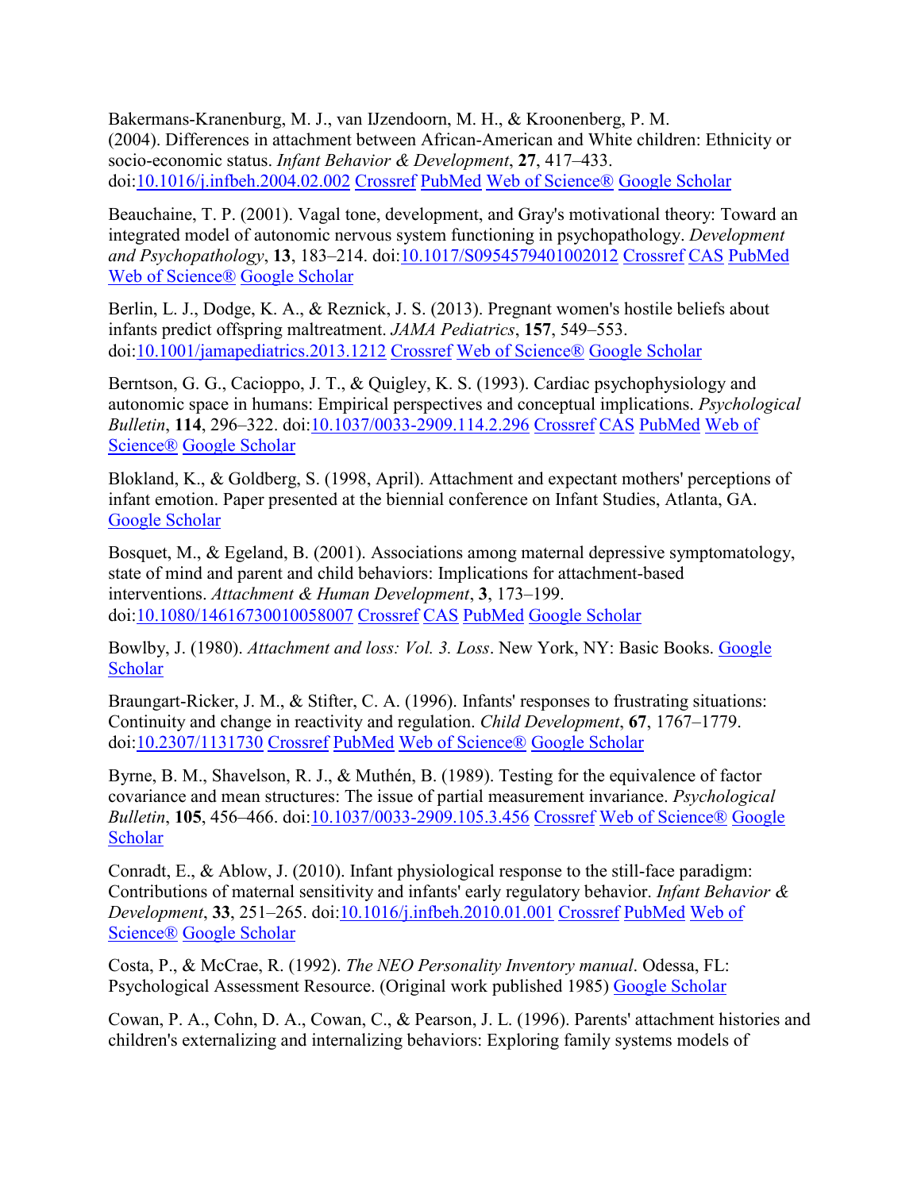Bakermans-Kranenburg, M. J., van IJzendoorn, M. H., & Kroonenberg, P. M. (2004). Differences in attachment between African-American and White children: Ethnicity or socio-economic status. *Infant Behavior & Development*, **27**, 417–433. doi:10.1016/j.infbeh.2004.02.002 Crossref PubMed Web of Science® Google Scholar

Beauchaine, T. P. (2001). Vagal tone, development, and Gray's motivational theory: Toward an integrated model of autonomic nervous system functioning in psychopathology. *Development and Psychopathology*, **13**, 183–214. doi:10.1017/S0954579401002012 Crossref CAS PubMed Web of Science® Google Scholar

Berlin, L. J., Dodge, K. A., & Reznick, J. S. (2013). Pregnant women's hostile beliefs about infants predict offspring maltreatment. *JAMA Pediatrics*, **157**, 549–553. doi:10.1001/jamapediatrics.2013.1212 Crossref Web of Science® Google Scholar

Berntson, G. G., Cacioppo, J. T., & Quigley, K. S. (1993). Cardiac psychophysiology and autonomic space in humans: Empirical perspectives and conceptual implications. *Psychological Bulletin*, **114**, 296–322. doi:10.1037/0033-2909.114.2.296 Crossref CAS PubMed Web of Science® Google Scholar

Blokland, K., & Goldberg, S. (1998, April). Attachment and expectant mothers' perceptions of infant emotion. Paper presented at the biennial conference on Infant Studies, Atlanta, GA. Google Scholar

Bosquet, M., & Egeland, B. (2001). Associations among maternal depressive symptomatology, state of mind and parent and child behaviors: Implications for attachment-based interventions. *Attachment & Human Development*, **3**, 173–199. doi:10.1080/14616730010058007 Crossref CAS PubMed Google Scholar

Bowlby, J. (1980). *Attachment and loss: Vol. 3. Loss*. New York, NY: Basic Books. Google Scholar

Braungart-Ricker, J. M., & Stifter, C. A. (1996). Infants' responses to frustrating situations: Continuity and change in reactivity and regulation. *Child Development*, **67**, 1767–1779. doi:10.2307/1131730 Crossref PubMed Web of Science® Google Scholar

Byrne, B. M., Shavelson, R. J., & Muthén, B. (1989). Testing for the equivalence of factor covariance and mean structures: The issue of partial measurement invariance. *Psychological Bulletin*, **105**, 456–466. doi:10.1037/0033-2909.105.3.456 Crossref Web of Science® Google Scholar

Conradt, E., & Ablow, J. (2010). Infant physiological response to the still-face paradigm: Contributions of maternal sensitivity and infants' early regulatory behavior. *Infant Behavior & Development*, **33**, 251–265. doi:10.1016/j.infbeh.2010.01.001 Crossref PubMed Web of Science® Google Scholar

Costa, P., & McCrae, R. (1992). *The NEO Personality Inventory manual*. Odessa, FL: Psychological Assessment Resource. (Original work published 1985) Google Scholar

Cowan, P. A., Cohn, D. A., Cowan, C., & Pearson, J. L. (1996). Parents' attachment histories and children's externalizing and internalizing behaviors: Exploring family systems models of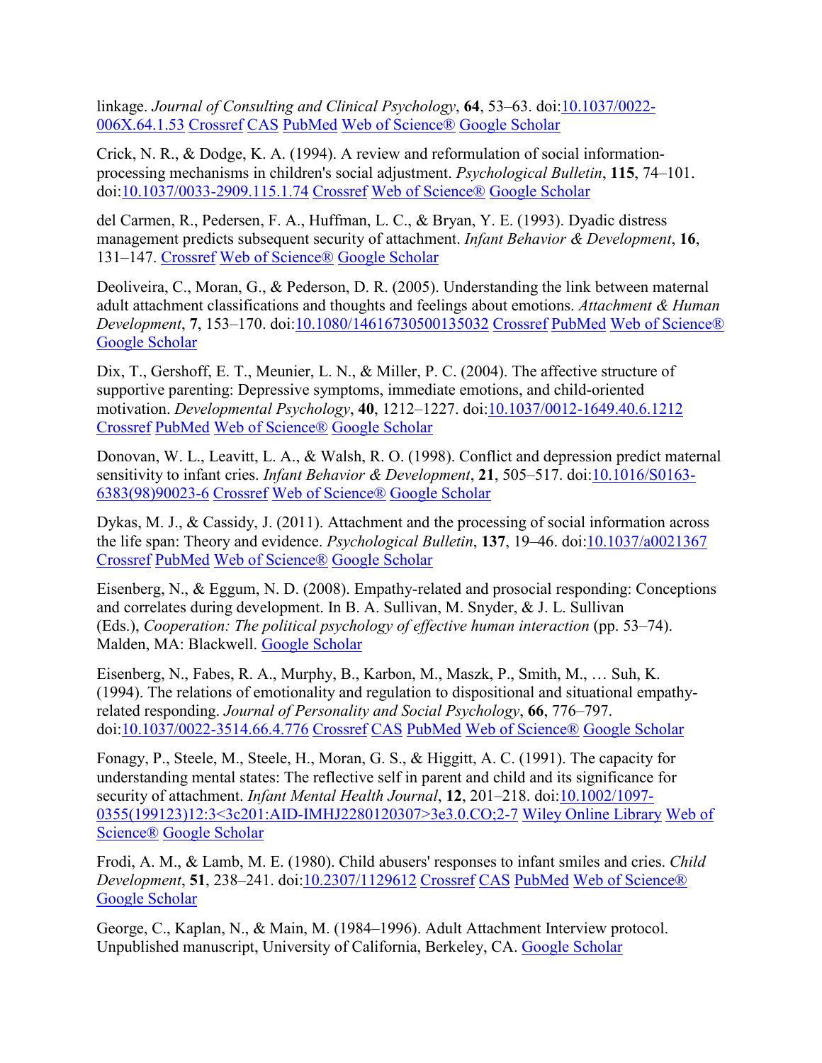linkage. *Journal of Consulting and Clinical Psychology*, **64**, 53–63. doi:10.1037/0022-006X.64.1.53 Crossref CAS PubMed Web of Science® Google Scholar

Crick, N. R., & Dodge, K. A. (1994). A review and reformulation of social information-processing mechanisms in children's social adjustment. *Psychological Bulletin*, **115**, 74–101. doi:10.1037/0033-2909.115.1.74 Crossref Web of Science® Google Scholar

del Carmen, R., Pedersen, F. A., Huffman, L. C., & Bryan, Y. E. (1993). Dyadic distress management predicts subsequent security of attachment. *Infant Behavior & Development*, **16**, 131–147. Crossref Web of Science® Google Scholar

Deoliveira, C., Moran, G., & Pederson, D. R. (2005). Understanding the link between maternal adult attachment classifications and thoughts and feelings about emotions. *Attachment & Human Development*, **7**, 153–170. doi:10.1080/14616730500135032 Crossref PubMed Web of Science® Google Scholar

Dix, T., Gershoff, E. T., Meunier, L. N., & Miller, P. C. (2004). The affective structure of supportive parenting: Depressive symptoms, immediate emotions, and child-oriented motivation. *Developmental Psychology*, **40**, 1212–1227. doi:10.1037/0012-1649.40.6.1212 Crossref PubMed Web of Science® Google Scholar

Donovan, W. L., Leavitt, L. A., & Walsh, R. O. (1998). Conflict and depression predict maternal sensitivity to infant cries. *Infant Behavior & Development*, **21**, 505–517. doi:10.1016/S0163-6383(98)90023-6 Crossref Web of Science® Google Scholar

Dykas, M. J., & Cassidy, J. (2011). Attachment and the processing of social information across the life span: Theory and evidence. *Psychological Bulletin*, **137**, 19–46. doi:10.1037/a0021367 Crossref PubMed Web of Science® Google Scholar

Eisenberg, N., & Eggum, N. D. (2008). Empathy-related and prosocial responding: Conceptions and correlates during development. In B. A. Sullivan, M. Snyder, & J. L. Sullivan (Eds.), *Cooperation: The political psychology of effective human interaction* (pp. 53–74). Malden, MA: Blackwell. Google Scholar

Eisenberg, N., Fabes, R. A., Murphy, B., Karbon, M., Maszk, P., Smith, M., … Suh, K. (1994). The relations of emotionality and regulation to dispositional and situational empathy-related responding. *Journal of Personality and Social Psychology*, **66**, 776–797. doi:10.1037/0022-3514.66.4.776 Crossref CAS PubMed Web of Science® Google Scholar

Fonagy, P., Steele, M., Steele, H., Moran, G. S., & Higgitt, A. C. (1991). The capacity for understanding mental states: The reflective self in parent and child and its significance for security of attachment. *Infant Mental Health Journal*, **12**, 201–218. doi:10.1002/1097-0355(199123)12:3<3c201:AID-IMHJ2280120307>3e3.0.CO;2-7 Wiley Online Library Web of Science® Google Scholar

Frodi, A. M., & Lamb, M. E. (1980). Child abusers' responses to infant smiles and cries. *Child Development*, **51**, 238–241. doi:10.2307/1129612 Crossref CAS PubMed Web of Science® Google Scholar

George, C., Kaplan, N., & Main, M. (1984–1996). Adult Attachment Interview protocol. Unpublished manuscript, University of California, Berkeley, CA. Google Scholar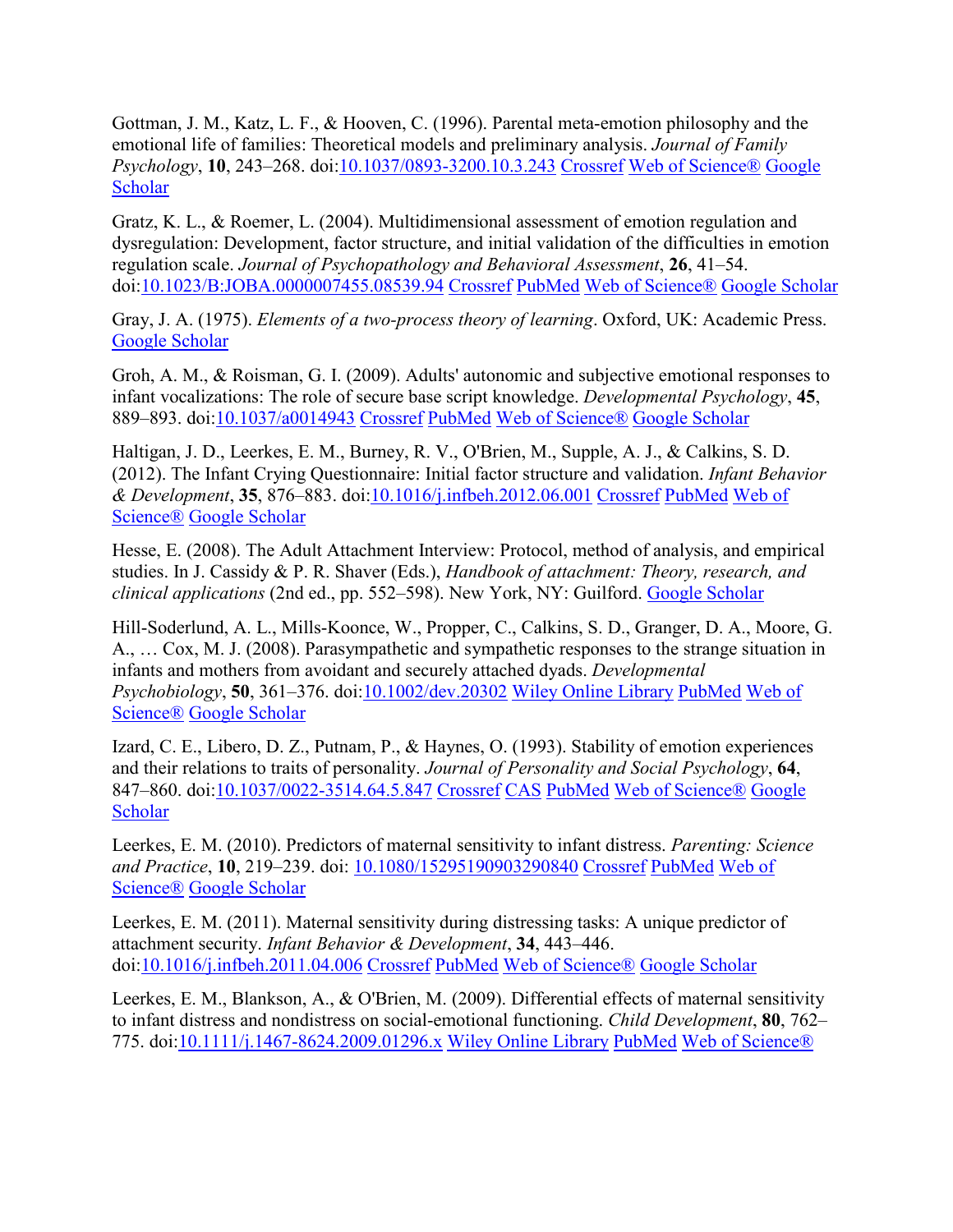Gottman, J. M., Katz, L. F., & Hooven, C. (1996). Parental meta-emotion philosophy and the emotional life of families: Theoretical models and preliminary analysis. *Journal of Family Psychology*, **10**, 243–268. doi:10.1037/0893-3200.10.3.243 Crossref Web of Science® Google Scholar

Gratz, K. L., & Roemer, L. (2004). Multidimensional assessment of emotion regulation and dysregulation: Development, factor structure, and initial validation of the difficulties in emotion regulation scale. *Journal of Psychopathology and Behavioral Assessment*, **26**, 41–54. doi:10.1023/B:JOBA.0000007455.08539.94 Crossref PubMed Web of Science® Google Scholar

Gray, J. A. (1975). *Elements of a two-process theory of learning*. Oxford, UK: Academic Press. Google Scholar

Groh, A. M., & Roisman, G. I. (2009). Adults' autonomic and subjective emotional responses to infant vocalizations: The role of secure base script knowledge. *Developmental Psychology*, **45**, 889–893. doi:10.1037/a0014943 Crossref PubMed Web of Science® Google Scholar

Haltigan, J. D., Leerkes, E. M., Burney, R. V., O'Brien, M., Supple, A. J., & Calkins, S. D. (2012). The Infant Crying Questionnaire: Initial factor structure and validation. *Infant Behavior & Development*, **35**, 876–883. doi:10.1016/j.infbeh.2012.06.001 Crossref PubMed Web of Science® Google Scholar

Hesse, E. (2008). The Adult Attachment Interview: Protocol, method of analysis, and empirical studies. In J. Cassidy & P. R. Shaver (Eds.), *Handbook of attachment: Theory, research, and clinical applications* (2nd ed., pp. 552–598). New York, NY: Guilford. Google Scholar

Hill-Soderlund, A. L., Mills-Koonce, W., Propper, C., Calkins, S. D., Granger, D. A., Moore, G. A., … Cox, M. J. (2008). Parasympathetic and sympathetic responses to the strange situation in infants and mothers from avoidant and securely attached dyads. *Developmental Psychobiology*, **50**, 361–376. doi:10.1002/dev.20302 Wiley Online Library PubMed Web of Science® Google Scholar

Izard, C. E., Libero, D. Z., Putnam, P., & Haynes, O. (1993). Stability of emotion experiences and their relations to traits of personality. *Journal of Personality and Social Psychology*, **64**, 847–860. doi:10.1037/0022-3514.64.5.847 Crossref CAS PubMed Web of Science® Google Scholar

Leerkes, E. M. (2010). Predictors of maternal sensitivity to infant distress. *Parenting: Science and Practice*, **10**, 219–239. doi: 10.1080/15295190903290840 Crossref PubMed Web of Science® Google Scholar

Leerkes, E. M. (2011). Maternal sensitivity during distressing tasks: A unique predictor of attachment security. *Infant Behavior & Development*, **34**, 443–446. doi:10.1016/j.infbeh.2011.04.006 Crossref PubMed Web of Science® Google Scholar

Leerkes, E. M., Blankson, A., & O'Brien, M. (2009). Differential effects of maternal sensitivity to infant distress and nondistress on social-emotional functioning. *Child Development*, **80**, 762–775. doi:10.1111/j.1467-8624.2009.01296.x Wiley Online Library PubMed Web of Science®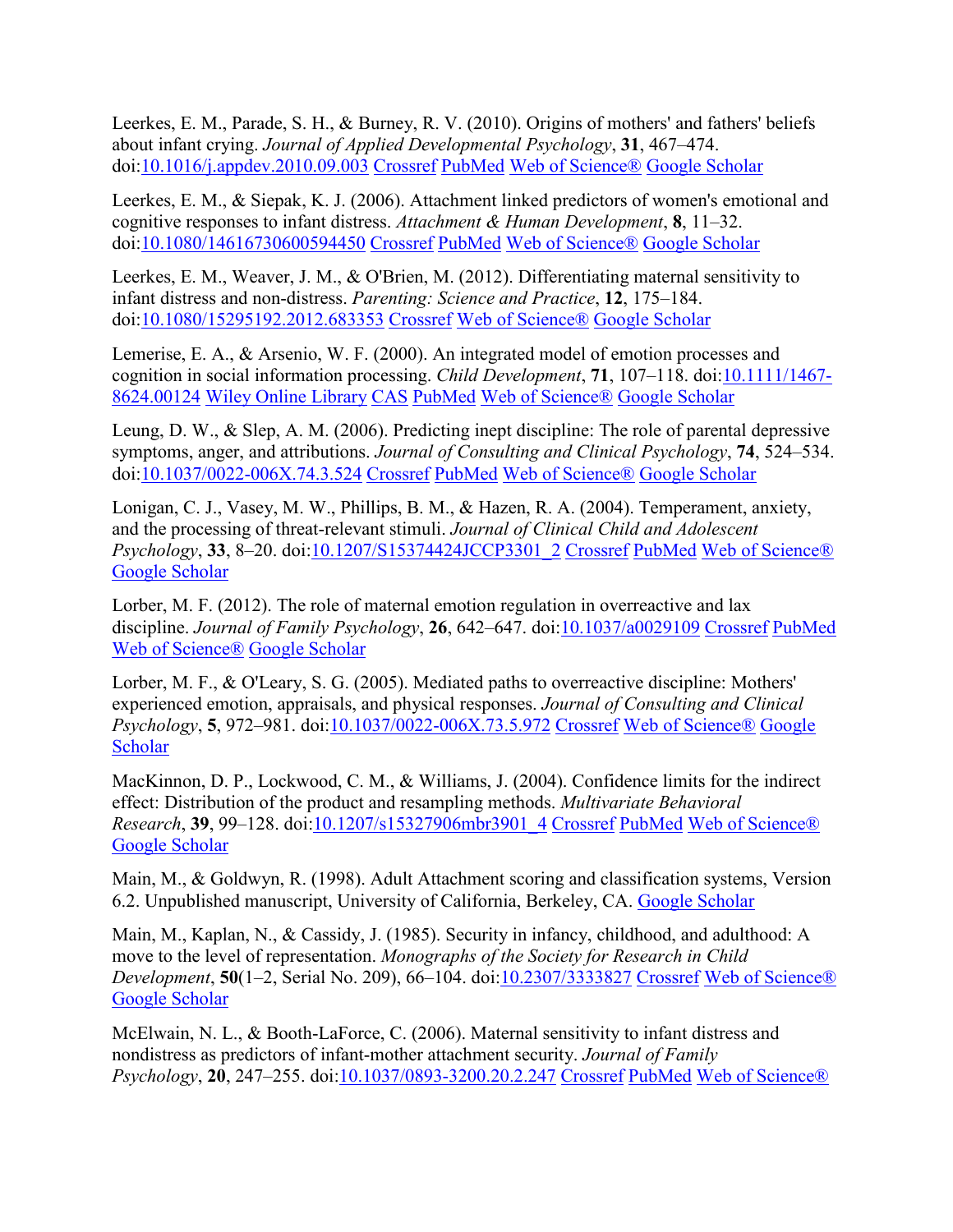Leerkes, E. M., Parade, S. H., & Burney, R. V. (2010). Origins of mothers' and fathers' beliefs about infant crying. *Journal of Applied Developmental Psychology*, **31**, 467–474. doi:10.1016/j.appdev.2010.09.003 Crossref PubMed Web of Science® Google Scholar

Leerkes, E. M., & Siepak, K. J. (2006). Attachment linked predictors of women's emotional and cognitive responses to infant distress. *Attachment & Human Development*, **8**, 11–32. doi:10.1080/14616730600594450 Crossref PubMed Web of Science® Google Scholar

Leerkes, E. M., Weaver, J. M., & O'Brien, M. (2012). Differentiating maternal sensitivity to infant distress and non-distress. *Parenting: Science and Practice*, **12**, 175–184. doi:10.1080/15295192.2012.683353 Crossref Web of Science® Google Scholar

Lemerise, E. A., & Arsenio, W. F. (2000). An integrated model of emotion processes and cognition in social information processing. *Child Development*, **71**, 107–118. doi:10.1111/1467-8624.00124 Wiley Online Library CAS PubMed Web of Science® Google Scholar

Leung, D. W., & Slep, A. M. (2006). Predicting inept discipline: The role of parental depressive symptoms, anger, and attributions. *Journal of Consulting and Clinical Psychology*, **74**, 524–534. doi:10.1037/0022-006X.74.3.524 Crossref PubMed Web of Science® Google Scholar

Lonigan, C. J., Vasey, M. W., Phillips, B. M., & Hazen, R. A. (2004). Temperament, anxiety, and the processing of threat-relevant stimuli. *Journal of Clinical Child and Adolescent Psychology*, **33**, 8–20. doi:10.1207/S15374424JCCP3301_2 Crossref PubMed Web of Science® Google Scholar

Lorber, M. F. (2012). The role of maternal emotion regulation in overreactive and lax discipline. *Journal of Family Psychology*, **26**, 642–647. doi:10.1037/a0029109 Crossref PubMed Web of Science® Google Scholar

Lorber, M. F., & O'Leary, S. G. (2005). Mediated paths to overreactive discipline: Mothers' experienced emotion, appraisals, and physical responses. *Journal of Consulting and Clinical Psychology*, **5**, 972–981. doi:10.1037/0022-006X.73.5.972 Crossref Web of Science® Google Scholar

MacKinnon, D. P., Lockwood, C. M., & Williams, J. (2004). Confidence limits for the indirect effect: Distribution of the product and resampling methods. *Multivariate Behavioral Research*, **39**, 99–128. doi:10.1207/s15327906mbr3901_4 Crossref PubMed Web of Science® Google Scholar

Main, M., & Goldwyn, R. (1998). Adult Attachment scoring and classification systems, Version 6.2. Unpublished manuscript, University of California, Berkeley, CA. Google Scholar

Main, M., Kaplan, N., & Cassidy, J. (1985). Security in infancy, childhood, and adulthood: A move to the level of representation. *Monographs of the Society for Research in Child Development*, **50**(1–2, Serial No. 209), 66–104. doi:10.2307/3333827 Crossref Web of Science® Google Scholar

McElwain, N. L., & Booth-LaForce, C. (2006). Maternal sensitivity to infant distress and nondistress as predictors of infant-mother attachment security. *Journal of Family Psychology*, **20**, 247–255. doi:10.1037/0893-3200.20.2.247 Crossref PubMed Web of Science®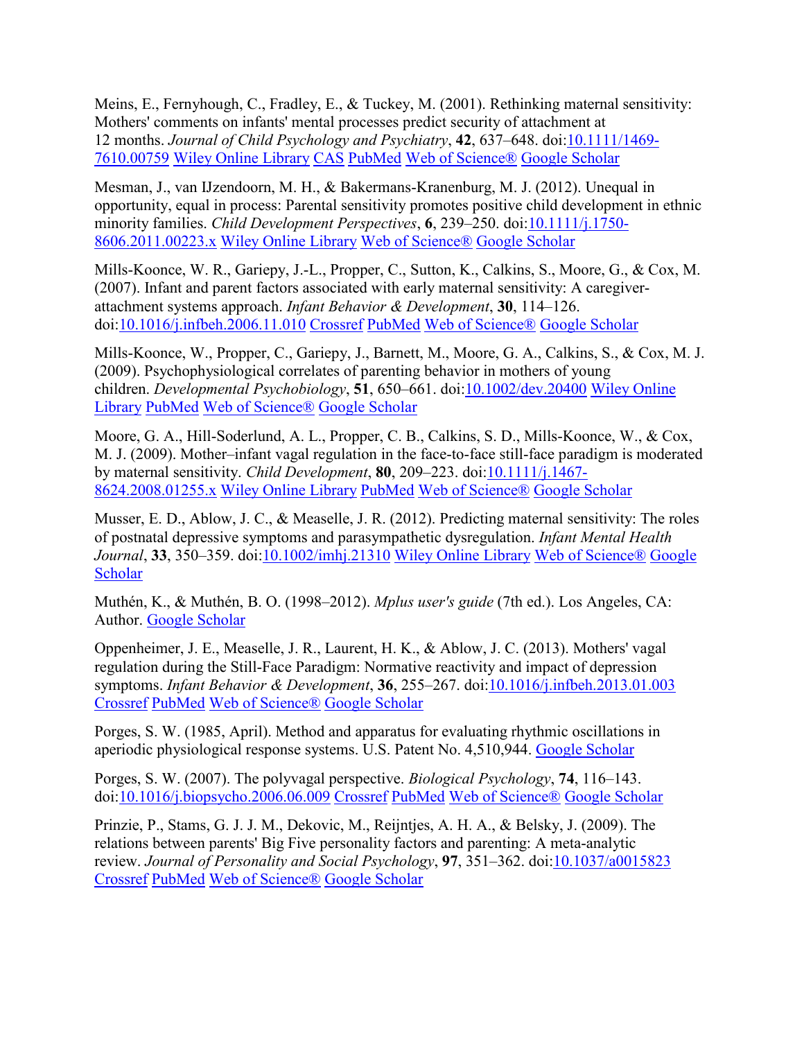Meins, E., Fernyhough, C., Fradley, E., & Tuckey, M. (2001). Rethinking maternal sensitivity: Mothers' comments on infants' mental processes predict security of attachment at 12 months. *Journal of Child Psychology and Psychiatry*, **42**, 637–648. doi:10.1111/1469-7610.00759 Wiley Online Library CAS PubMed Web of Science® Google Scholar

Mesman, J., van IJzendoorn, M. H., & Bakermans-Kranenburg, M. J. (2012). Unequal in opportunity, equal in process: Parental sensitivity promotes positive child development in ethnic minority families. *Child Development Perspectives*, **6**, 239–250. doi:10.1111/j.1750-8606.2011.00223.x Wiley Online Library Web of Science® Google Scholar

Mills-Koonce, W. R., Gariepy, J.-L., Propper, C., Sutton, K., Calkins, S., Moore, G., & Cox, M. (2007). Infant and parent factors associated with early maternal sensitivity: A caregiver-attachment systems approach. *Infant Behavior & Development*, **30**, 114–126. doi:10.1016/j.infbeh.2006.11.010 Crossref PubMed Web of Science® Google Scholar

Mills-Koonce, W., Propper, C., Gariepy, J., Barnett, M., Moore, G. A., Calkins, S., & Cox, M. J. (2009). Psychophysiological correlates of parenting behavior in mothers of young children. *Developmental Psychobiology*, **51**, 650–661. doi:10.1002/dev.20400 Wiley Online Library PubMed Web of Science® Google Scholar

Moore, G. A., Hill-Soderlund, A. L., Propper, C. B., Calkins, S. D., Mills-Koonce, W., & Cox, M. J. (2009). Mother–infant vagal regulation in the face-to-face still-face paradigm is moderated by maternal sensitivity. *Child Development*, **80**, 209–223. doi:10.1111/j.1467-8624.2008.01255.x Wiley Online Library PubMed Web of Science® Google Scholar

Musser, E. D., Ablow, J. C., & Measelle, J. R. (2012). Predicting maternal sensitivity: The roles of postnatal depressive symptoms and parasympathetic dysregulation. *Infant Mental Health Journal*, **33**, 350–359. doi:10.1002/imhj.21310 Wiley Online Library Web of Science® Google Scholar

Muthén, K., & Muthén, B. O. (1998–2012). *Mplus user's guide* (7th ed.). Los Angeles, CA: Author. Google Scholar

Oppenheimer, J. E., Measelle, J. R., Laurent, H. K., & Ablow, J. C. (2013). Mothers' vagal regulation during the Still-Face Paradigm: Normative reactivity and impact of depression symptoms. *Infant Behavior & Development*, **36**, 255–267. doi:10.1016/j.infbeh.2013.01.003 Crossref PubMed Web of Science® Google Scholar

Porges, S. W. (1985, April). Method and apparatus for evaluating rhythmic oscillations in aperiodic physiological response systems. U.S. Patent No. 4,510,944. Google Scholar

Porges, S. W. (2007). The polyvagal perspective. *Biological Psychology*, **74**, 116–143. doi:10.1016/j.biopsycho.2006.06.009 Crossref PubMed Web of Science® Google Scholar

Prinzie, P., Stams, G. J. J. M., Dekovic, M., Reijntjes, A. H. A., & Belsky, J. (2009). The relations between parents' Big Five personality factors and parenting: A meta-analytic review. *Journal of Personality and Social Psychology*, **97**, 351–362. doi:10.1037/a0015823 Crossref PubMed Web of Science® Google Scholar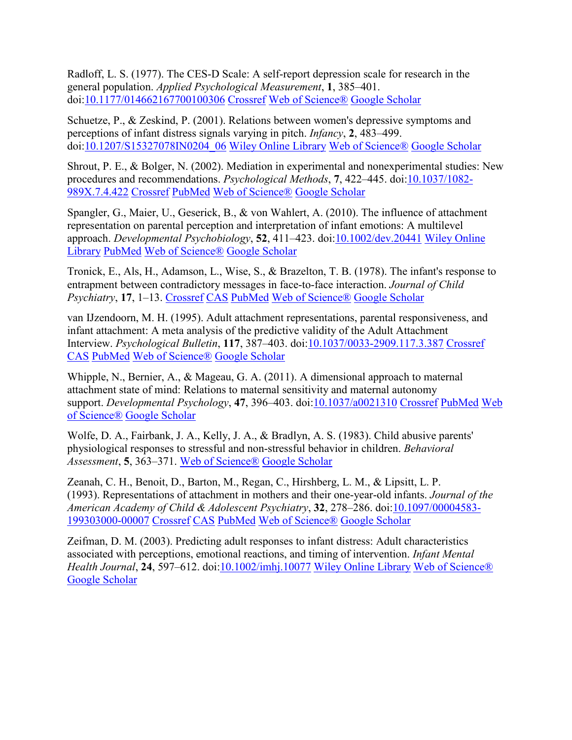Radloff, L. S. (1977). The CES-D Scale: A self-report depression scale for research in the general population. *Applied Psychological Measurement*, **1**, 385–401. doi:10.1177/014662167700100306 Crossref Web of Science® Google Scholar

Schuetze, P., & Zeskind, P. (2001). Relations between women's depressive symptoms and perceptions of infant distress signals varying in pitch. *Infancy*, **2**, 483–499. doi:10.1207/S15327078IN0204_06 Wiley Online Library Web of Science® Google Scholar

Shrout, P. E., & Bolger, N. (2002). Mediation in experimental and nonexperimental studies: New procedures and recommendations. *Psychological Methods*, **7**, 422–445. doi:10.1037/1082-989X.7.4.422 Crossref PubMed Web of Science® Google Scholar

Spangler, G., Maier, U., Geserick, B., & von Wahlert, A. (2010). The influence of attachment representation on parental perception and interpretation of infant emotions: A multilevel approach. *Developmental Psychobiology*, **52**, 411–423. doi:10.1002/dev.20441 Wiley Online Library PubMed Web of Science® Google Scholar

Tronick, E., Als, H., Adamson, L., Wise, S., & Brazelton, T. B. (1978). The infant's response to entrapment between contradictory messages in face-to-face interaction. *Journal of Child Psychiatry*, **17**, 1–13. Crossref CAS PubMed Web of Science® Google Scholar

van IJzendoorn, M. H. (1995). Adult attachment representations, parental responsiveness, and infant attachment: A meta analysis of the predictive validity of the Adult Attachment Interview. *Psychological Bulletin*, **117**, 387–403. doi:10.1037/0033-2909.117.3.387 Crossref CAS PubMed Web of Science® Google Scholar

Whipple, N., Bernier, A., & Mageau, G. A. (2011). A dimensional approach to maternal attachment state of mind: Relations to maternal sensitivity and maternal autonomy support. *Developmental Psychology*, **47**, 396–403. doi:10.1037/a0021310 Crossref PubMed Web of Science® Google Scholar

Wolfe, D. A., Fairbank, J. A., Kelly, J. A., & Bradlyn, A. S. (1983). Child abusive parents' physiological responses to stressful and non-stressful behavior in children. *Behavioral Assessment*, **5**, 363–371. Web of Science® Google Scholar

Zeanah, C. H., Benoit, D., Barton, M., Regan, C., Hirshberg, L. M., & Lipsitt, L. P. (1993). Representations of attachment in mothers and their one-year-old infants. *Journal of the American Academy of Child & Adolescent Psychiatry*, **32**, 278–286. doi:10.1097/00004583-199303000-00007 Crossref CAS PubMed Web of Science® Google Scholar

Zeifman, D. M. (2003). Predicting adult responses to infant distress: Adult characteristics associated with perceptions, emotional reactions, and timing of intervention. *Infant Mental Health Journal*, **24**, 597–612. doi:10.1002/imhj.10077 Wiley Online Library Web of Science® Google Scholar